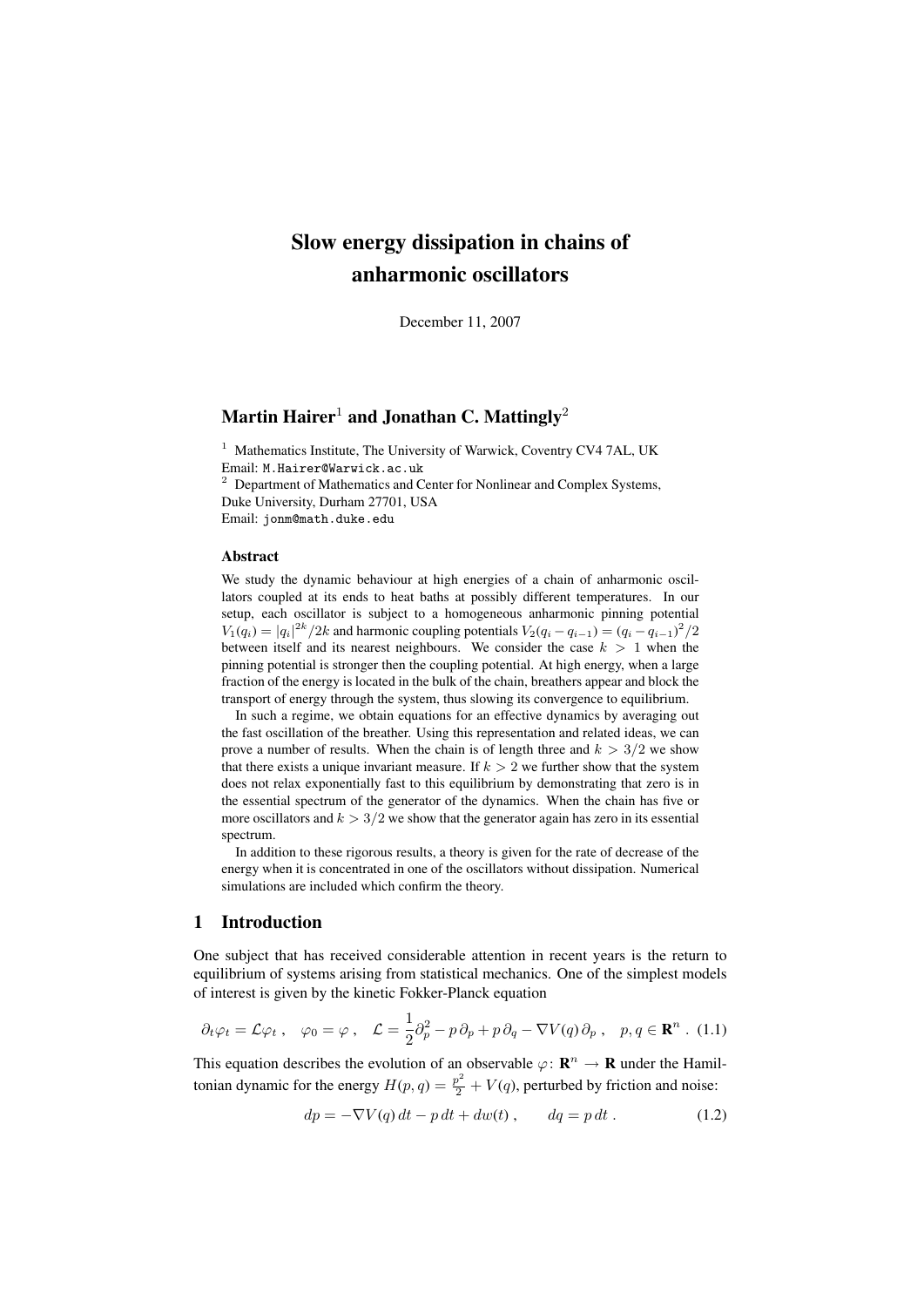# Slow energy dissipation in chains of anharmonic oscillators

December 11, 2007

## Martin Hairer[1] and Jonathan C. Mattingly[2]

[1] Mathematics Institute, The University of Warwick, Coventry CV4 7AL, UK
Email: M.Hairer@Warwick.ac.uk

[2] Department of Mathematics and Center for Nonlinear and Complex Systems, Duke University, Durham 27701, USA
Email: jonm@math.duke.edu

### Abstract

We study the dynamic behaviour at high energies of a chain of anharmonic oscillators coupled at its ends to heat baths at possibly different temperatures. In our setup, each oscillator is subject to a homogeneous anharmonic pinning potential $V_1(q_i) = |q_i|^{2k}/2k$ and harmonic coupling potentials $V_2(q_i - q_{i-1}) = (q_i - q_{i-1})^2/2$ between itself and its nearest neighbours. We consider the case $k > 1$ when the pinning potential is stronger then the coupling potential. At high energy, when a large fraction of the energy is located in the bulk of the chain, breathers appear and block the transport of energy through the system, thus slowing its convergence to equilibrium.

In such a regime, we obtain equations for an effective dynamics by averaging out the fast oscillation of the breather. Using this representation and related ideas, we can prove a number of results. When the chain is of length three and $k > 3/2$ we show that there exists a unique invariant measure. If $k > 2$ we further show that the system does not relax exponentially fast to this equilibrium by demonstrating that zero is in the essential spectrum of the generator of the dynamics. When the chain has five or more oscillators and $k > 3/2$ we show that the generator again has zero in its essential spectrum.

In addition to these rigorous results, a theory is given for the rate of decrease of the energy when it is concentrated in one of the oscillators without dissipation. Numerical simulations are included which confirm the theory.

## 1 Introduction

One subject that has received considerable attention in recent years is the return to equilibrium of systems arising from statistical mechanics. One of the simplest models of interest is given by the kinetic Fokker-Planck equation

$$\partial_t \varphi_t = \mathcal{L}\varphi_t \,, \quad \varphi_0 = \varphi \,, \quad \mathcal{L} = \frac{1}{2}\partial_p^2 - p\,\partial_p + p\,\partial_q - \nabla V(q)\,\partial_p \,, \quad p, q \in \mathbf{R}^n \,. \tag{1.1}$$

This equation describes the evolution of an observable $\varphi\colon \mathbf{R}^n \to \mathbf{R}$ under the Hamiltonian dynamic for the energy $H(p,q) = \frac{p^2}{2} + V(q)$, perturbed by friction and noise:

$$dp = -\nabla V(q)\,dt - p\,dt + dw(t) \,, \qquad dq = p\,dt \,. \tag{1.2}$$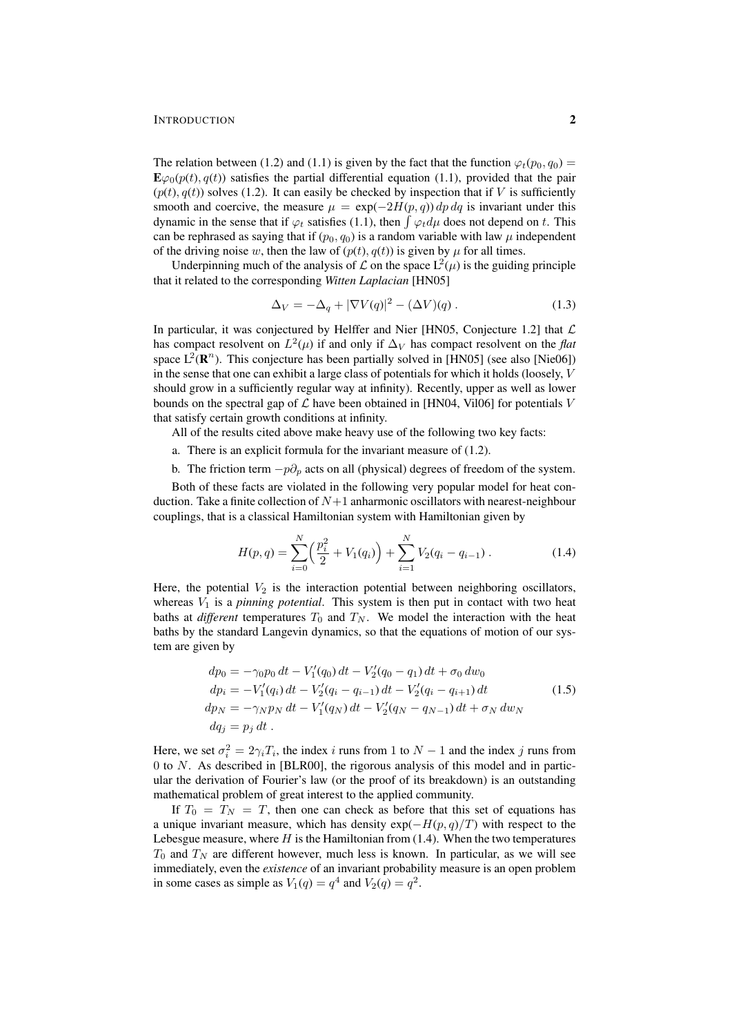The relation between (1.2) and (1.1) is given by the fact that the function $\varphi_t(p_0, q_0) = \mathbf{E}\varphi_0(p(t), q(t))$ satisfies the partial differential equation (1.1), provided that the pair $(p(t), q(t))$ solves (1.2). It can easily be checked by inspection that if $V$ is sufficiently smooth and coercive, the measure $\mu = \exp(-2H(p, q))\, dp\, dq$ is invariant under this dynamic in the sense that if $\varphi_t$ satisfies (1.1), then $\int \varphi_t d\mu$ does not depend on $t$. This can be rephrased as saying that if $(p_0, q_0)$ is a random variable with law $\mu$ independent of the driving noise $w$, then the law of $(p(t), q(t))$ is given by $\mu$ for all times.

Underpinning much of the analysis of $\mathcal{L}$ on the space $\mathrm{L}^2(\mu)$ is the guiding principle that it related to the corresponding *Witten Laplacian* [HN05]

$$\Delta_V = -\Delta_q + |\nabla V(q)|^2 - (\Delta V)(q) . \tag{1.3}$$

In particular, it was conjectured by Helffer and Nier [HN05, Conjecture 1.2] that $\mathcal{L}$ has compact resolvent on $L^2(\mu)$ if and only if $\Delta_V$ has compact resolvent on the *flat* space $\mathrm{L}^2(\mathbf{R}^n)$. This conjecture has been partially solved in [HN05] (see also [Nie06]) in the sense that one can exhibit a large class of potentials for which it holds (loosely, $V$ should grow in a sufficiently regular way at infinity). Recently, upper as well as lower bounds on the spectral gap of $\mathcal{L}$ have been obtained in [HN04, Vil06] for potentials $V$ that satisfy certain growth conditions at infinity.

All of the results cited above make heavy use of the following two key facts:

a. There is an explicit formula for the invariant measure of (1.2).

b. The friction term $-p\partial_p$ acts on all (physical) degrees of freedom of the system.

Both of these facts are violated in the following very popular model for heat conduction. Take a finite collection of $N+1$ anharmonic oscillators with nearest-neighbour couplings, that is a classical Hamiltonian system with Hamiltonian given by

$$H(p, q) = \sum_{i=0}^{N} \Big(\frac{p_i^2}{2} + V_1(q_i)\Big) + \sum_{i=1}^{N} V_2(q_i - q_{i-1}) . \tag{1.4}$$

Here, the potential $V_2$ is the interaction potential between neighboring oscillators, whereas $V_1$ is a *pinning potential*. This system is then put in contact with two heat baths at *different* temperatures $T_0$ and $T_N$. We model the interaction with the heat baths by the standard Langevin dynamics, so that the equations of motion of our system are given by

$$\begin{aligned}
dp_0 &= -\gamma_0 p_0\, dt - V_1'(q_0)\, dt - V_2'(q_0 - q_1)\, dt + \sigma_0\, dw_0 \\
dp_i &= -V_1'(q_i)\, dt - V_2'(q_i - q_{i-1})\, dt - V_2'(q_i - q_{i+1})\, dt \\
dp_N &= -\gamma_N p_N\, dt - V_1'(q_N)\, dt - V_2'(q_N - q_{N-1})\, dt + \sigma_N\, dw_N \\
dq_j &= p_j\, dt .
\end{aligned} \tag{1.5}$$

Here, we set $\sigma_i^2 = 2\gamma_i T_i$, the index $i$ runs from $1$ to $N-1$ and the index $j$ runs from $0$ to $N$. As described in [BLR00], the rigorous analysis of this model and in particular the derivation of Fourier's law (or the proof of its breakdown) is an outstanding mathematical problem of great interest to the applied community.

If $T_0 = T_N = T$, then one can check as before that this set of equations has a unique invariant measure, which has density $\exp(-H(p, q)/T)$ with respect to the Lebesgue measure, where $H$ is the Hamiltonian from (1.4). When the two temperatures $T_0$ and $T_N$ are different however, much less is known. In particular, as we will see immediately, even the *existence* of an invariant probability measure is an open problem in some cases as simple as $V_1(q) = q^4$ and $V_2(q) = q^2$.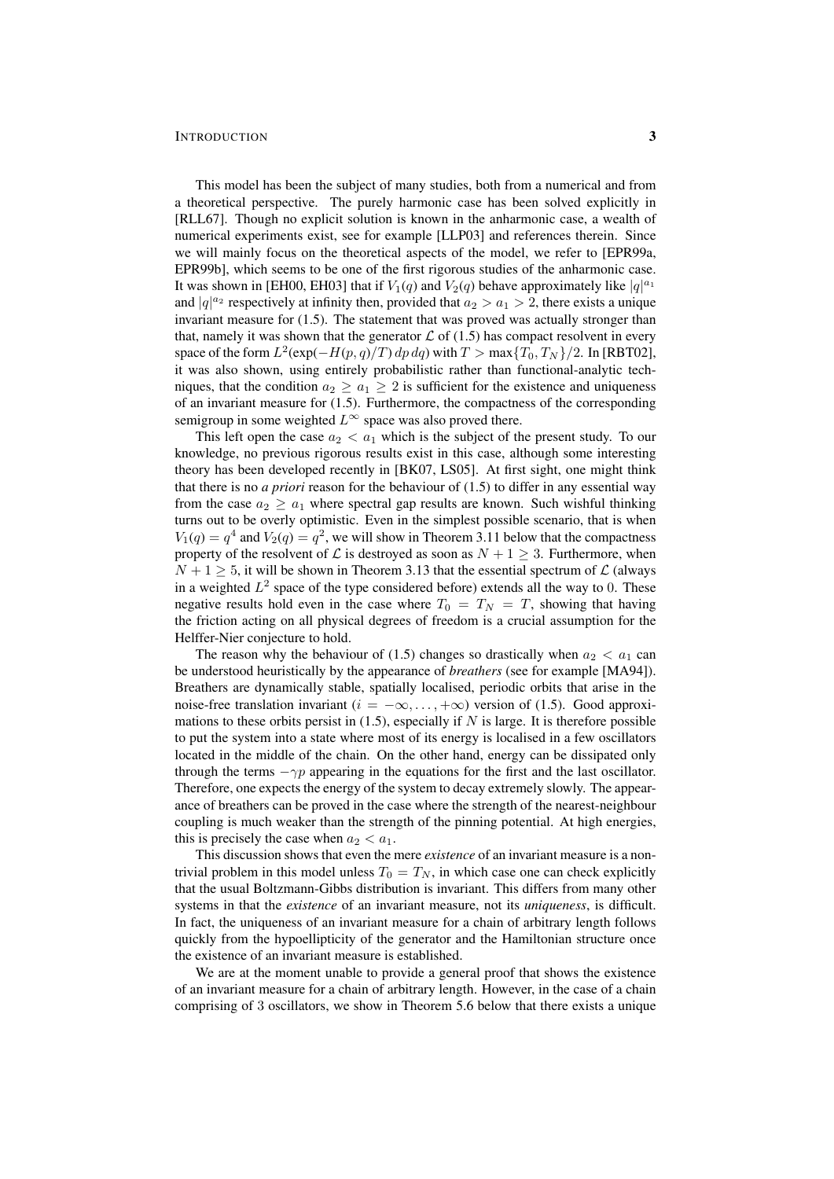This model has been the subject of many studies, both from a numerical and from a theoretical perspective. The purely harmonic case has been solved explicitly in [RLL67]. Though no explicit solution is known in the anharmonic case, a wealth of numerical experiments exist, see for example [LLP03] and references therein. Since we will mainly focus on the theoretical aspects of the model, we refer to [EPR99a, EPR99b], which seems to be one of the first rigorous studies of the anharmonic case. It was shown in [EH00, EH03] that if $V_1(q)$ and $V_2(q)$ behave approximately like $|q|^{a_1}$ and $|q|^{a_2}$ respectively at infinity then, provided that $a_2 > a_1 > 2$, there exists a unique invariant measure for (1.5). The statement that was proved was actually stronger than that, namely it was shown that the generator $\mathcal{L}$ of (1.5) has compact resolvent in every space of the form $L^2(\exp(-H(p,q)/T)\,dp\,dq)$ with $T > \max\{T_0, T_N\}/2$. In [RBT02], it was also shown, using entirely probabilistic rather than functional-analytic techniques, that the condition $a_2 \geq a_1 \geq 2$ is sufficient for the existence and uniqueness of an invariant measure for (1.5). Furthermore, the compactness of the corresponding semigroup in some weighted $L^\infty$ space was also proved there.

This left open the case $a_2 < a_1$ which is the subject of the present study. To our knowledge, no previous rigorous results exist in this case, although some interesting theory has been developed recently in [BK07, LS05]. At first sight, one might think that there is no *a priori* reason for the behaviour of (1.5) to differ in any essential way from the case $a_2 \geq a_1$ where spectral gap results are known. Such wishful thinking turns out to be overly optimistic. Even in the simplest possible scenario, that is when $V_1(q) = q^4$ and $V_2(q) = q^2$, we will show in Theorem 3.11 below that the compactness property of the resolvent of $\mathcal{L}$ is destroyed as soon as $N + 1 \geq 3$. Furthermore, when $N + 1 \geq 5$, it will be shown in Theorem 3.13 that the essential spectrum of $\mathcal{L}$ (always in a weighted $L^2$ space of the type considered before) extends all the way to $0$. These negative results hold even in the case where $T_0 = T_N = T$, showing that having the friction acting on all physical degrees of freedom is a crucial assumption for the Helffer-Nier conjecture to hold.

The reason why the behaviour of (1.5) changes so drastically when $a_2 < a_1$ can be understood heuristically by the appearance of *breathers* (see for example [MA94]). Breathers are dynamically stable, spatially localised, periodic orbits that arise in the noise-free translation invariant ($i = -\infty, \ldots, +\infty$) version of (1.5). Good approximations to these orbits persist in (1.5), especially if $N$ is large. It is therefore possible to put the system into a state where most of its energy is localised in a few oscillators located in the middle of the chain. On the other hand, energy can be dissipated only through the terms $-\gamma p$ appearing in the equations for the first and the last oscillator. Therefore, one expects the energy of the system to decay extremely slowly. The appearance of breathers can be proved in the case where the strength of the nearest-neighbour coupling is much weaker than the strength of the pinning potential. At high energies, this is precisely the case when $a_2 < a_1$.

This discussion shows that even the mere *existence* of an invariant measure is a non-trivial problem in this model unless $T_0 = T_N$, in which case one can check explicitly that the usual Boltzmann-Gibbs distribution is invariant. This differs from many other systems in that the *existence* of an invariant measure, not its *uniqueness*, is difficult. In fact, the uniqueness of an invariant measure for a chain of arbitrary length follows quickly from the hypoellipticity of the generator and the Hamiltonian structure once the existence of an invariant measure is established.

We are at the moment unable to provide a general proof that shows the existence of an invariant measure for a chain of arbitrary length. However, in the case of a chain comprising of 3 oscillators, we show in Theorem 5.6 below that there exists a unique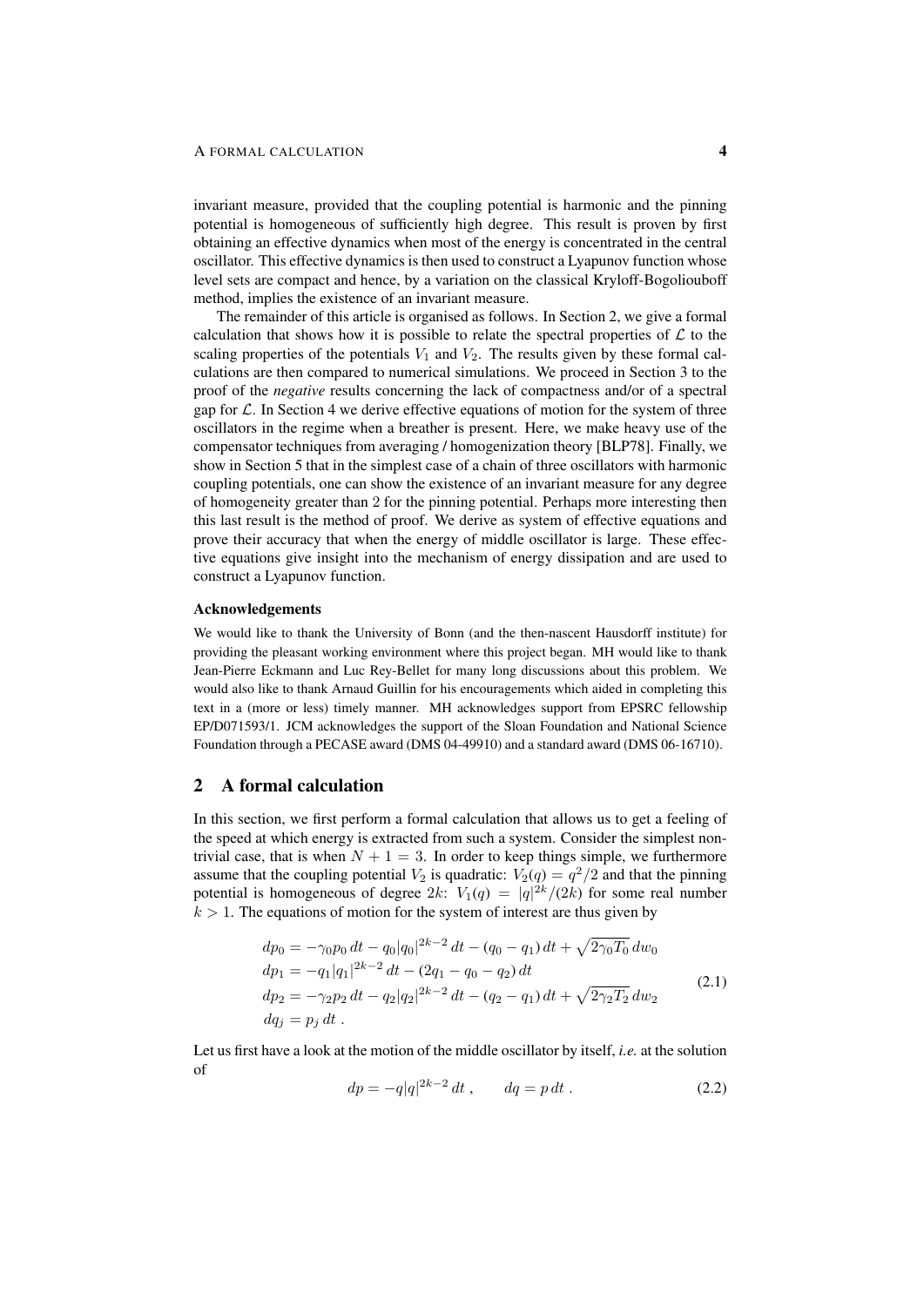invariant measure, provided that the coupling potential is harmonic and the pinning potential is homogeneous of sufficiently high degree. This result is proven by first obtaining an effective dynamics when most of the energy is concentrated in the central oscillator. This effective dynamics is then used to construct a Lyapunov function whose level sets are compact and hence, by a variation on the classical Kryloff-Bogoliouboff method, implies the existence of an invariant measure.

The remainder of this article is organised as follows. In Section 2, we give a formal calculation that shows how it is possible to relate the spectral properties of $\mathcal{L}$ to the scaling properties of the potentials $V_1$ and $V_2$. The results given by these formal calculations are then compared to numerical simulations. We proceed in Section 3 to the proof of the *negative* results concerning the lack of compactness and/or of a spectral gap for $\mathcal{L}$. In Section 4 we derive effective equations of motion for the system of three oscillators in the regime when a breather is present. Here, we make heavy use of the compensator techniques from averaging / homogenization theory [BLP78]. Finally, we show in Section 5 that in the simplest case of a chain of three oscillators with harmonic coupling potentials, one can show the existence of an invariant measure for any degree of homogeneity greater than 2 for the pinning potential. Perhaps more interesting then this last result is the method of proof. We derive as system of effective equations and prove their accuracy that when the energy of middle oscillator is large. These effective equations give insight into the mechanism of energy dissipation and are used to construct a Lyapunov function.

#### Acknowledgements

We would like to thank the University of Bonn (and the then-nascent Hausdorff institute) for providing the pleasant working environment where this project began. MH would like to thank Jean-Pierre Eckmann and Luc Rey-Bellet for many long discussions about this problem. We would also like to thank Arnaud Guillin for his encouragements which aided in completing this text in a (more or less) timely manner. MH acknowledges support from EPSRC fellowship EP/D071593/1. JCM acknowledges the support of the Sloan Foundation and National Science Foundation through a PECASE award (DMS 04-49910) and a standard award (DMS 06-16710).

## 2 A formal calculation

In this section, we first perform a formal calculation that allows us to get a feeling of the speed at which energy is extracted from such a system. Consider the simplest nontrivial case, that is when $N + 1 = 3$. In order to keep things simple, we furthermore assume that the coupling potential $V_2$ is quadratic: $V_2(q) = q^2/2$ and that the pinning potential is homogeneous of degree $2k$: $V_1(q) = |q|^{2k}/(2k)$ for some real number $k > 1$. The equations of motion for the system of interest are thus given by

$$
\begin{aligned}
dp_0 &= -\gamma_0 p_0 \, dt - q_0 |q_0|^{2k-2} \, dt - (q_0 - q_1) \, dt + \sqrt{2\gamma_0 T_0} \, dw_0 \\
dp_1 &= -q_1 |q_1|^{2k-2} \, dt - (2q_1 - q_0 - q_2) \, dt \\
dp_2 &= -\gamma_2 p_2 \, dt - q_2 |q_2|^{2k-2} \, dt - (q_2 - q_1) \, dt + \sqrt{2\gamma_2 T_2} \, dw_2 \\
dq_j &= p_j \, dt \; .
\end{aligned}
\tag{2.1}
$$

Let us first have a look at the motion of the middle oscillator by itself, *i.e.* at the solution of

$$
dp = -q|q|^{2k-2} \, dt \; , \qquad dq = p \, dt \; . \tag{2.2}
$$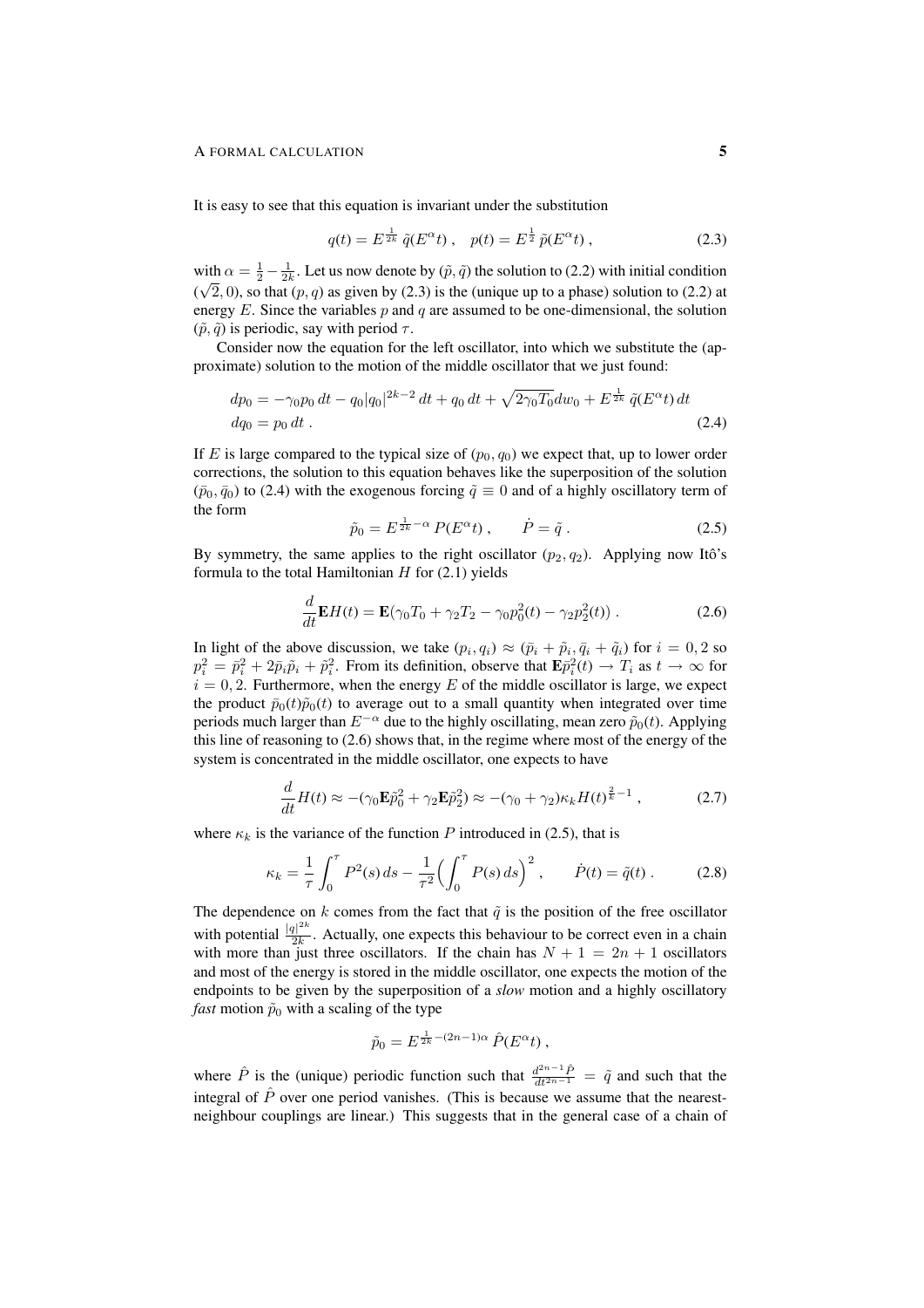It is easy to see that this equation is invariant under the substitution

$$q(t) = E^{\frac{1}{2k}}\, \tilde{q}(E^\alpha t)\;, \quad p(t) = E^{\frac{1}{2}}\, \tilde{p}(E^\alpha t)\;, \tag{2.3}$$

with $\alpha = \frac{1}{2} - \frac{1}{2k}$. Let us now denote by $(\tilde{p}, \tilde{q})$ the solution to (2.2) with initial condition $(\sqrt{2}, 0)$, so that $(p, q)$ as given by (2.3) is the (unique up to a phase) solution to (2.2) at energy $E$. Since the variables $p$ and $q$ are assumed to be one-dimensional, the solution $(\tilde{p}, \tilde{q})$ is periodic, say with period $\tau$.

Consider now the equation for the left oscillator, into which we substitute the (approximate) solution to the motion of the middle oscillator that we just found:

$$\begin{aligned} dp_0 &= -\gamma_0 p_0\, dt - q_0 |q_0|^{2k-2}\, dt + q_0\, dt + \sqrt{2\gamma_0 T_0} dw_0 + E^{\frac{1}{2k}}\, \tilde{q}(E^\alpha t)\, dt \\ dq_0 &= p_0\, dt\;. \end{aligned} \tag{2.4}$$

If $E$ is large compared to the typical size of $(p_0, q_0)$ we expect that, up to lower order corrections, the solution to this equation behaves like the superposition of the solution $(\bar{p}_0, \bar{q}_0)$ to (2.4) with the exogenous forcing $\tilde{q} \equiv 0$ and of a highly oscillatory term of the form

$$\tilde{p}_0 = E^{\frac{1}{2k} - \alpha}\, P(E^\alpha t)\;, \qquad \dot{P} = \tilde{q}\;. \tag{2.5}$$

By symmetry, the same applies to the right oscillator $(p_2, q_2)$. Applying now Itô's formula to the total Hamiltonian $H$ for (2.1) yields

$$\frac{d}{dt}\mathbf{E}H(t) = \mathbf{E}(\gamma_0 T_0 + \gamma_2 T_2 - \gamma_0 p_0^2(t) - \gamma_2 p_2^2(t))\;. \tag{2.6}$$

In light of the above discussion, we take $(p_i, q_i) \approx (\bar{p}_i + \tilde{p}_i, \bar{q}_i + \tilde{q}_i)$ for $i = 0, 2$ so $p_i^2 = \bar{p}_i^2 + 2\bar{p}_i\tilde{p}_i + \tilde{p}_i^2$. From its definition, observe that $\mathbf{E}\bar{p}_i^2(t) \to T_i$ as $t \to \infty$ for $i = 0, 2$. Furthermore, when the energy $E$ of the middle oscillator is large, we expect the product $\bar{p}_0(t)\tilde{p}_0(t)$ to average out to a small quantity when integrated over time periods much larger than $E^{-\alpha}$ due to the highly oscillating, mean zero $\tilde{p}_0(t)$. Applying this line of reasoning to (2.6) shows that, in the regime where most of the energy of the system is concentrated in the middle oscillator, one expects to have

$$\frac{d}{dt}H(t) \approx -(\gamma_0 \mathbf{E}\tilde{p}_0^2 + \gamma_2 \mathbf{E}\tilde{p}_2^2) \approx -(\gamma_0 + \gamma_2)\kappa_k H(t)^{\frac{2}{k}-1}\;, \tag{2.7}$$

where $\kappa_k$ is the variance of the function $P$ introduced in (2.5), that is

$$\kappa_k = \frac{1}{\tau}\int_0^\tau P^2(s)\, ds - \frac{1}{\tau^2}\Big(\int_0^\tau P(s)\, ds\Big)^2\;, \qquad \dot{P}(t) = \tilde{q}(t)\;. \tag{2.8}$$

The dependence on $k$ comes from the fact that $\tilde{q}$ is the position of the free oscillator with potential $\frac{|q|^{2k}}{2k}$. Actually, one expects this behaviour to be correct even in a chain with more than just three oscillators. If the chain has $N + 1 = 2n + 1$ oscillators and most of the energy is stored in the middle oscillator, one expects the motion of the endpoints to be given by the superposition of a *slow* motion and a highly oscillatory *fast* motion $\tilde{p}_0$ with a scaling of the type

$$\tilde{p}_0 = E^{\frac{1}{2k} - (2n-1)\alpha}\, \hat{P}(E^\alpha t)\;,$$

where $\hat{P}$ is the (unique) periodic function such that $\frac{d^{2n-1}\hat{P}}{dt^{2n-1}} = \tilde{q}$ and such that the integral of $\hat{P}$ over one period vanishes. (This is because we assume that the nearest-neighbour couplings are linear.) This suggests that in the general case of a chain of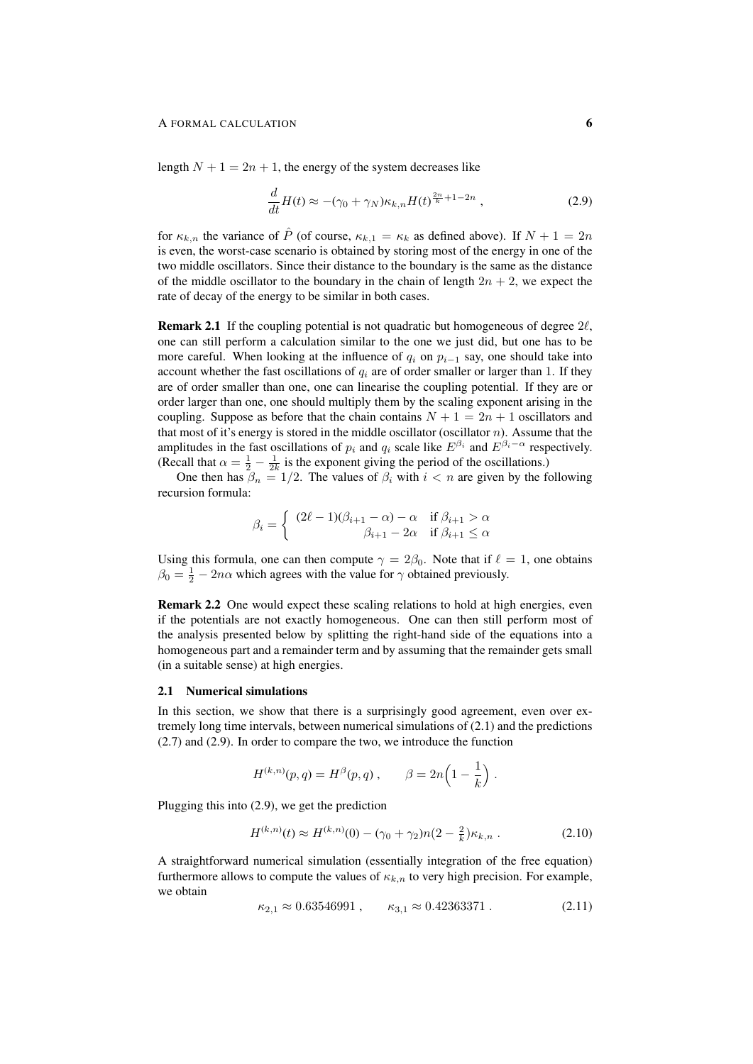length $N + 1 = 2n + 1$, the energy of the system decreases like

$$\frac{d}{dt}H(t) \approx -(\gamma_0 + \gamma_N)\kappa_{k,n} H(t)^{\frac{2n}{k}+1-2n} , \tag{2.9}$$

for $\kappa_{k,n}$ the variance of $\hat{P}$ (of course, $\kappa_{k,1} = \kappa_k$ as defined above). If $N + 1 = 2n$ is even, the worst-case scenario is obtained by storing most of the energy in one of the two middle oscillators. Since their distance to the boundary is the same as the distance of the middle oscillator to the boundary in the chain of length $2n + 2$, we expect the rate of decay of the energy to be similar in both cases.

**Remark 2.1** If the coupling potential is not quadratic but homogeneous of degree $2\ell$, one can still perform a calculation similar to the one we just did, but one has to be more careful. When looking at the influence of $q_i$ on $p_{i-1}$ say, one should take into account whether the fast oscillations of $q_i$ are of order smaller or larger than 1. If they are of order smaller than one, one can linearise the coupling potential. If they are or order larger than one, one should multiply them by the scaling exponent arising in the coupling. Suppose as before that the chain contains $N + 1 = 2n + 1$ oscillators and that most of it's energy is stored in the middle oscillator (oscillator $n$). Assume that the amplitudes in the fast oscillations of $p_i$ and $q_i$ scale like $E^{\beta_i}$ and $E^{\beta_i - \alpha}$ respectively. (Recall that $\alpha = \frac{1}{2} - \frac{1}{2k}$ is the exponent giving the period of the oscillations.)

One then has $\beta_n = 1/2$. The values of $\beta_i$ with $i < n$ are given by the following recursion formula:

$$\beta_i = \begin{cases} (2\ell - 1)(\beta_{i+1} - \alpha) - \alpha & \text{if } \beta_{i+1} > \alpha \\ \beta_{i+1} - 2\alpha & \text{if } \beta_{i+1} \le \alpha \end{cases}$$

Using this formula, one can then compute $\gamma = 2\beta_0$. Note that if $\ell = 1$, one obtains $\beta_0 = \frac{1}{2} - 2n\alpha$ which agrees with the value for $\gamma$ obtained previously.

**Remark 2.2** One would expect these scaling relations to hold at high energies, even if the potentials are not exactly homogeneous. One can then still perform most of the analysis presented below by splitting the right-hand side of the equations into a homogeneous part and a remainder term and by assuming that the remainder gets small (in a suitable sense) at high energies.

## 2.1 Numerical simulations

In this section, we show that there is a surprisingly good agreement, even over extremely long time intervals, between numerical simulations of (2.1) and the predictions (2.7) and (2.9). In order to compare the two, we introduce the function

$$H^{(k,n)}(p,q) = H^{\beta}(p,q) , \qquad \beta = 2n\Big(1 - \frac{1}{k}\Big) .$$

Plugging this into (2.9), we get the prediction

$$H^{(k,n)}(t) \approx H^{(k,n)}(0) - (\gamma_0 + \gamma_2)n(2 - \tfrac{2}{k})\kappa_{k,n} . \tag{2.10}$$

A straightforward numerical simulation (essentially integration of the free equation) furthermore allows to compute the values of $\kappa_{k,n}$ to very high precision. For example, we obtain

$$\kappa_{2,1} \approx 0.63546991 , \qquad \kappa_{3,1} \approx 0.42363371 . \tag{2.11}$$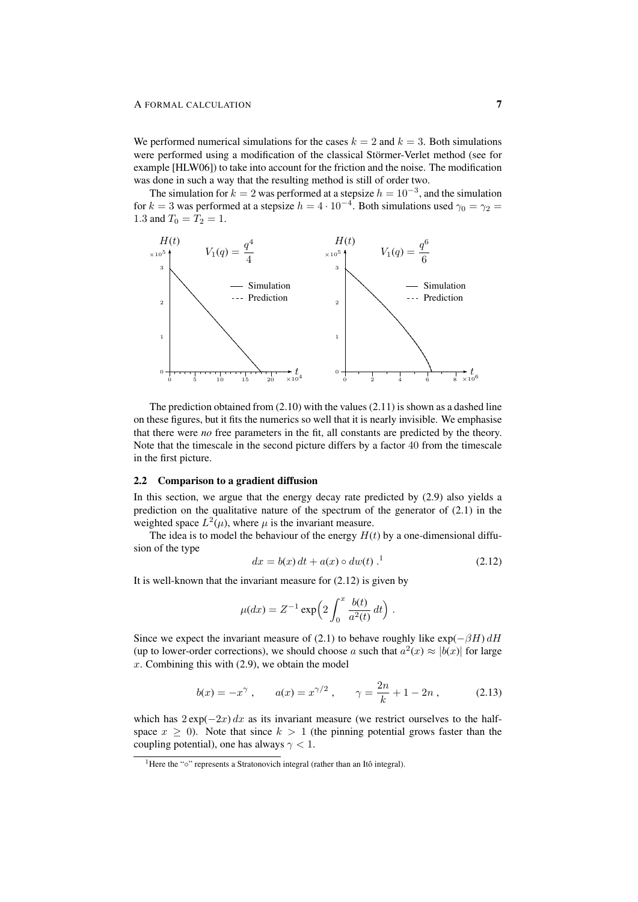We performed numerical simulations for the cases $k = 2$ and $k = 3$. Both simulations were performed using a modification of the classical Störmer-Verlet method (see for example [HLW06]) to take into account for the friction and the noise. The modification was done in such a way that the resulting method is still of order two.

The simulation for $k = 2$ was performed at a stepsize $h = 10^{-3}$, and the simulation for $k = 3$ was performed at a stepsize $h = 4 \cdot 10^{-4}$. Both simulations used $\gamma_0 = \gamma_2 = 1.3$ and $T_0 = T_2 = 1$.

The prediction obtained from (2.10) with the values (2.11) is shown as a dashed line on these figures, but it fits the numerics so well that it is nearly invisible. We emphasise that there were *no* free parameters in the fit, all constants are predicted by the theory. Note that the timescale in the second picture differs by a factor 40 from the timescale in the first picture.

### 2.2 Comparison to a gradient diffusion

In this section, we argue that the energy decay rate predicted by (2.9) also yields a prediction on the qualitative nature of the spectrum of the generator of (2.1) in the weighted space $L^2(\mu)$, where $\mu$ is the invariant measure.

The idea is to model the behaviour of the energy $H(t)$ by a one-dimensional diffusion of the type

$$dx = b(x)\,dt + a(x) \circ dw(t)\,.^{1} \tag{2.12}$$

It is well-known that the invariant measure for (2.12) is given by

$$\mu(dx) = Z^{-1} \exp\Big(2 \int_0^x \frac{b(t)}{a^2(t)}\,dt\Big)\;.$$

Since we expect the invariant measure of (2.1) to behave roughly like $\exp(-\beta H)\,dH$ (up to lower-order corrections), we should choose $a$ such that $a^2(x) \approx |b(x)|$ for large $x$. Combining this with (2.9), we obtain the model

$$b(x) = -x^{\gamma}\;, \qquad a(x) = x^{\gamma/2}\;, \qquad \gamma = \frac{2n}{k} + 1 - 2n\;, \tag{2.13}$$

which has $2\exp(-2x)\,dx$ as its invariant measure (we restrict ourselves to the half-space $x \geq 0$). Note that since $k > 1$ (the pinning potential grows faster than the coupling potential), one has always $\gamma < 1$.

[1] Here the "$\circ$" represents a Stratonovich integral (rather than an Itô integral).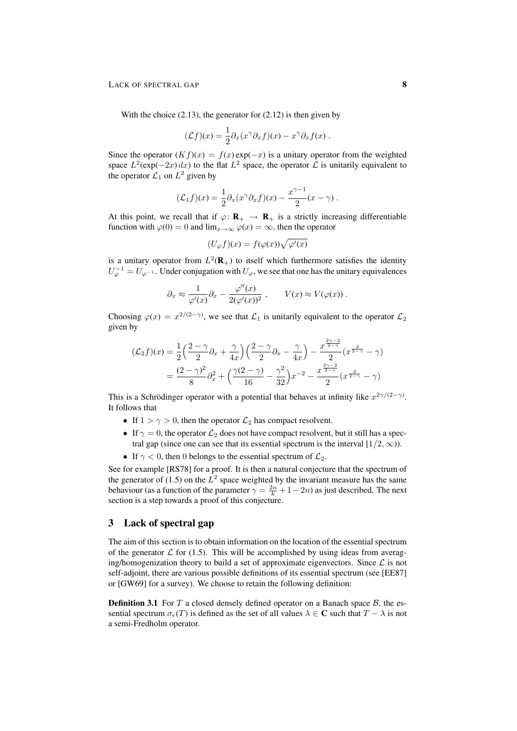With the choice (2.13), the generator for (2.12) is then given by

$$(\mathcal{L}f)(x) = \frac{1}{2}\partial_x(x^\gamma \partial_x f)(x) - x^\gamma \partial_x f(x)\;.$$

Since the operator $(Kf)(x) = f(x)\exp(-x)$ is a unitary operator from the weighted space $L^2(\exp(-2x)\,dx)$ to the flat $L^2$ space, the operator $\mathcal{L}$ is unitarily equivalent to the operator $\mathcal{L}_1$ on $L^2$ given by

$$(\mathcal{L}_1 f)(x) = \frac{1}{2}\partial_x(x^\gamma \partial_x f)(x) - \frac{x^{\gamma-1}}{2}(x-\gamma)\;.$$

At this point, we recall that if $\varphi\colon \mathbf{R}_+ \to \mathbf{R}_+$ is a strictly increasing differentiable function with $\varphi(0) = 0$ and $\lim_{x\to\infty}\varphi(x) = \infty$, then the operator

$$(U_\varphi f)(x) = f(\varphi(x))\sqrt{\varphi'(x)}$$

is a unitary operator from $L^2(\mathbf{R}_+)$ to itself which furthermore satisfies the identity $U_\varphi^{-1} = U_{\varphi^{-1}}$. Under conjugation with $U_\varphi$, we see that one has the unitary equivalences

$$\partial_x \approx \frac{1}{\varphi'(x)}\partial_x - \frac{\varphi''(x)}{2(\varphi'(x))^2}\;, \qquad V(x) \approx V(\varphi(x))\;.$$

Choosing $\varphi(x) = x^{2/(2-\gamma)}$, we see that $\mathcal{L}_1$ is unitarily equivalent to the operator $\mathcal{L}_2$ given by

$$\begin{aligned}
(\mathcal{L}_2 f)(x) &= \frac{1}{2}\Big(\frac{2-\gamma}{2}\partial_x + \frac{\gamma}{4x}\Big)\Big(\frac{2-\gamma}{2}\partial_x - \frac{\gamma}{4x}\Big) - \frac{x^{\frac{2\gamma-2}{2-\gamma}}}{2}\big(x^{\frac{2}{2-\gamma}} - \gamma\big) \\
&= \frac{(2-\gamma)^2}{8}\partial_x^2 + \Big(\frac{\gamma(2-\gamma)}{16} - \frac{\gamma^2}{32}\Big)x^{-2} - \frac{x^{\frac{2\gamma-2}{2-\gamma}}}{2}\big(x^{\frac{2}{2-\gamma}} - \gamma\big)
\end{aligned}$$

This is a Schrödinger operator with a potential that behaves at infinity like $x^{2\gamma/(2-\gamma)}$. It follows that

- If $1 > \gamma > 0$, then the operator $\mathcal{L}_2$ has compact resolvent.
- If $\gamma = 0$, the operator $\mathcal{L}_2$ does not have compact resolvent, but it still has a spectral gap (since one can see that its essential spectrum is the interval $[1/2, \infty)$).
- If $\gamma < 0$, then $0$ belongs to the essential spectrum of $\mathcal{L}_2$.

See for example [RS78] for a proof. It is then a natural conjecture that the spectrum of the generator of (1.5) on the $L^2$ space weighted by the invariant measure has the same behaviour (as a function of the parameter $\gamma = \frac{2n}{k} + 1 - 2n$) as just described. The next section is a step towards a proof of this conjecture.

## 3 Lack of spectral gap

The aim of this section is to obtain information on the location of the essential spectrum of the generator $\mathcal{L}$ for (1.5). This will be accomplished by using ideas from averaging/homogenization theory to build a set of approximate eigenvectors. Since $\mathcal{L}$ is not self-adjoint, there are various possible definitions of its essential spectrum (see [EE87] or [GW69] for a survey). We choose to retain the following definition:

**Definition 3.1** For $T$ a closed densely defined operator on a Banach space $\mathcal{B}$, the essential spectrum $\sigma_e(T)$ is defined as the set of all values $\lambda \in \mathbf{C}$ such that $T - \lambda$ is not a semi-Fredholm operator.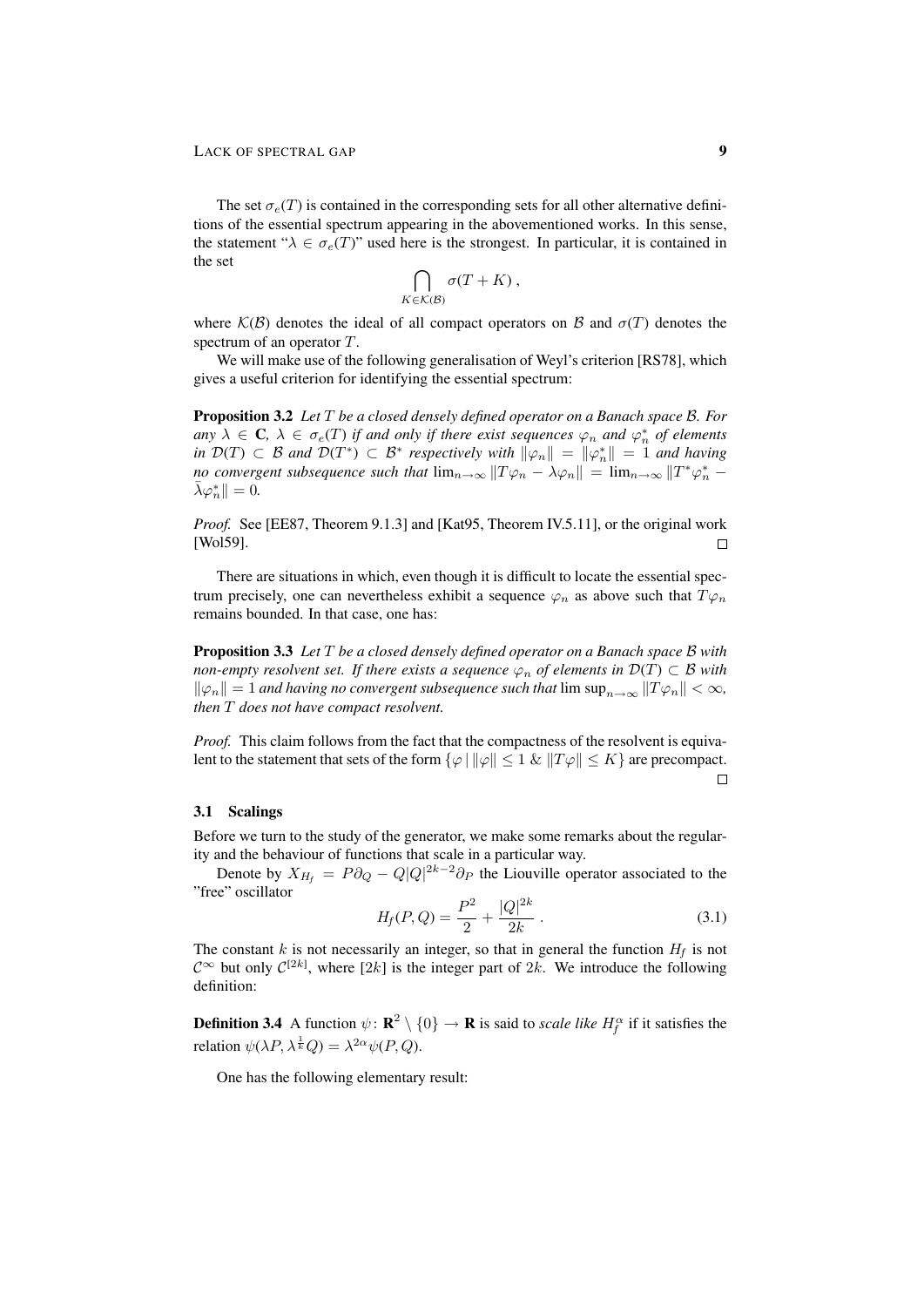The set $\sigma_e(T)$ is contained in the corresponding sets for all other alternative definitions of the essential spectrum appearing in the abovementioned works. In this sense, the statement "$\lambda \in \sigma_e(T)$" used here is the strongest. In particular, it is contained in the set

$$\bigcap_{K \in \mathcal{K}(\mathcal{B})} \sigma(T + K) ,$$

where $\mathcal{K}(\mathcal{B})$ denotes the ideal of all compact operators on $\mathcal{B}$ and $\sigma(T)$ denotes the spectrum of an operator $T$.

We will make use of the following generalisation of Weyl's criterion [RS78], which gives a useful criterion for identifying the essential spectrum:

**Proposition 3.2** *Let $T$ be a closed densely defined operator on a Banach space $\mathcal{B}$. For any $\lambda \in \mathbf{C}$, $\lambda \in \sigma_e(T)$ if and only if there exist sequences $\varphi_n$ and $\varphi_n^*$ of elements in $\mathcal{D}(T) \subset \mathcal{B}$ and $\mathcal{D}(T^*) \subset \mathcal{B}^*$ respectively with $\|\varphi_n\| = \|\varphi_n^*\| = 1$ and having no convergent subsequence such that $\lim_{n\to\infty} \|T\varphi_n - \lambda\varphi_n\| = \lim_{n\to\infty} \|T^*\varphi_n^* - \bar{\lambda}\varphi_n^*\| = 0$.*

*Proof.* See [EE87, Theorem 9.1.3] and [Kat95, Theorem IV.5.11], or the original work [Wol59]. □

There are situations in which, even though it is difficult to locate the essential spectrum precisely, one can nevertheless exhibit a sequence $\varphi_n$ as above such that $T\varphi_n$ remains bounded. In that case, one has:

**Proposition 3.3** *Let $T$ be a closed densely defined operator on a Banach space $\mathcal{B}$ with non-empty resolvent set. If there exists a sequence $\varphi_n$ of elements in $\mathcal{D}(T) \subset \mathcal{B}$ with $\|\varphi_n\| = 1$ and having no convergent subsequence such that $\limsup_{n\to\infty} \|T\varphi_n\| < \infty$, then $T$ does not have compact resolvent.*

*Proof.* This claim follows from the fact that the compactness of the resolvent is equivalent to the statement that sets of the form $\{\varphi \mid \|\varphi\| \leq 1 \ \& \ \|T\varphi\| \leq K\}$ are precompact. □

### 3.1 Scalings

Before we turn to the study of the generator, we make some remarks about the regularity and the behaviour of functions that scale in a particular way.

Denote by $X_{H_f} = P\partial_Q - Q|Q|^{2k-2}\partial_P$ the Liouville operator associated to the "free" oscillator

$$H_f(P, Q) = \frac{P^2}{2} + \frac{|Q|^{2k}}{2k} . \tag{3.1}$$

The constant $k$ is not necessarily an integer, so that in general the function $H_f$ is not $\mathcal{C}^\infty$ but only $\mathcal{C}^{[2k]}$, where $[2k]$ is the integer part of $2k$. We introduce the following definition:

**Definition 3.4** A function $\psi \colon \mathbf{R}^2 \setminus \{0\} \to \mathbf{R}$ is said to *scale like $H_f^\alpha$* if it satisfies the relation $\psi(\lambda P, \lambda^{\frac{1}{k}} Q) = \lambda^{2\alpha}\psi(P, Q)$.

One has the following elementary result: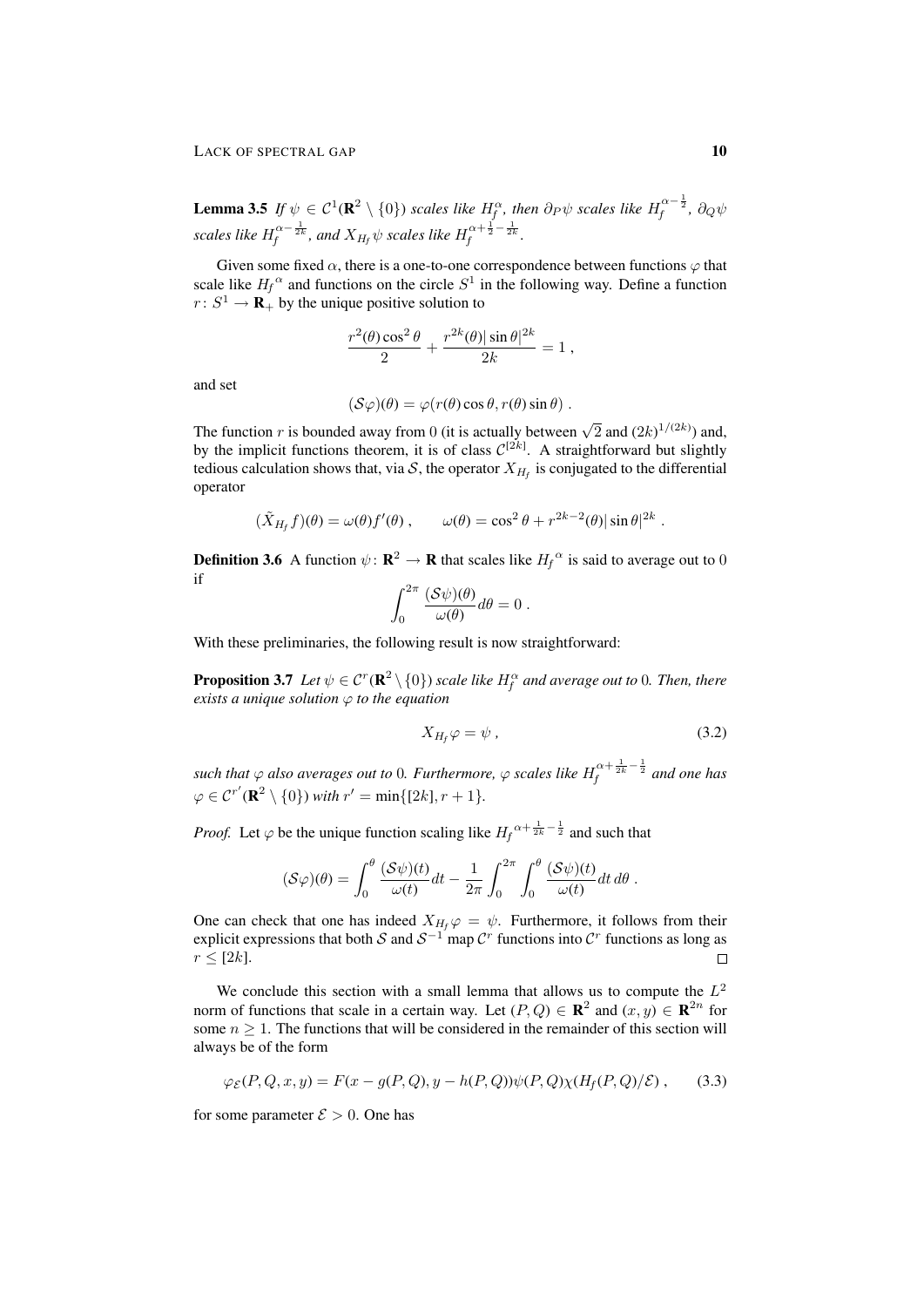**Lemma 3.5** *If $\psi \in \mathcal{C}^1(\mathbf{R}^2 \setminus \{0\})$ scales like $H_f^\alpha$, then $\partial_P \psi$ scales like $H_f^{\alpha-\frac{1}{2}}$, $\partial_Q \psi$ scales like $H_f^{\alpha-\frac{1}{2k}}$, and $X_{H_f}\psi$ scales like $H_f^{\alpha+\frac{1}{2}-\frac{1}{2k}}$.*

Given some fixed $\alpha$, there is a one-to-one correspondence between functions $\varphi$ that scale like ${H_f}^\alpha$ and functions on the circle $S^1$ in the following way. Define a function $r\colon S^1 \to \mathbf{R}_+$ by the unique positive solution to

$$\frac{r^2(\theta)\cos^2\theta}{2} + \frac{r^{2k}(\theta)|\sin\theta|^{2k}}{2k} = 1\;,$$

and set

$$(\mathcal{S}\varphi)(\theta) = \varphi(r(\theta)\cos\theta, r(\theta)\sin\theta)\;.$$

The function $r$ is bounded away from $0$ (it is actually between $\sqrt{2}$ and $(2k)^{1/(2k)}$) and, by the implicit functions theorem, it is of class $\mathcal{C}^{[2k]}$. A straightforward but slightly tedious calculation shows that, via $\mathcal{S}$, the operator $X_{H_f}$ is conjugated to the differential operator

$$(\tilde X_{H_f} f)(\theta) = \omega(\theta) f'(\theta)\;, \qquad \omega(\theta) = \cos^2\theta + r^{2k-2}(\theta)|\sin\theta|^{2k}\;.$$

**Definition 3.6** A function $\psi\colon \mathbf{R}^2 \to \mathbf{R}$ that scales like ${H_f}^\alpha$ is said to average out to $0$ if

$$\int_0^{2\pi} \frac{(\mathcal{S}\psi)(\theta)}{\omega(\theta)}\,d\theta = 0\;.$$

With these preliminaries, the following result is now straightforward:

**Proposition 3.7** *Let $\psi \in \mathcal{C}^r(\mathbf{R}^2\setminus\{0\})$ scale like $H_f^\alpha$ and average out to $0$. Then, there exists a unique solution $\varphi$ to the equation*

$$X_{H_f}\varphi = \psi\;, \tag{3.2}$$

*such that $\varphi$ also averages out to $0$. Furthermore, $\varphi$ scales like $H_f^{\alpha+\frac{1}{2k}-\frac{1}{2}}$ and one has $\varphi \in \mathcal{C}^{r'}(\mathbf{R}^2\setminus\{0\})$ with $r' = \min\{[2k], r+1\}$.*

*Proof.* Let $\varphi$ be the unique function scaling like ${H_f}^{\alpha+\frac{1}{2k}-\frac{1}{2}}$ and such that

$$(\mathcal{S}\varphi)(\theta) = \int_0^\theta \frac{(\mathcal{S}\psi)(t)}{\omega(t)}\,dt - \frac{1}{2\pi}\int_0^{2\pi}\int_0^\theta \frac{(\mathcal{S}\psi)(t)}{\omega(t)}\,dt\,d\theta\;.$$

One can check that one has indeed $X_{H_f}\varphi = \psi$. Furthermore, it follows from their explicit expressions that both $\mathcal{S}$ and $\mathcal{S}^{-1}$ map $\mathcal{C}^r$ functions into $\mathcal{C}^r$ functions as long as $r \le [2k]$. □

We conclude this section with a small lemma that allows us to compute the $L^2$ norm of functions that scale in a certain way. Let $(P,Q) \in \mathbf{R}^2$ and $(x,y) \in \mathbf{R}^{2n}$ for some $n \ge 1$. The functions that will be considered in the remainder of this section will always be of the form

$$\varphi_{\mathcal{E}}(P,Q,x,y) = F(x - g(P,Q), y - h(P,Q))\psi(P,Q)\chi(H_f(P,Q)/\mathcal{E})\;, \tag{3.3}$$

for some parameter $\mathcal{E} > 0$. One has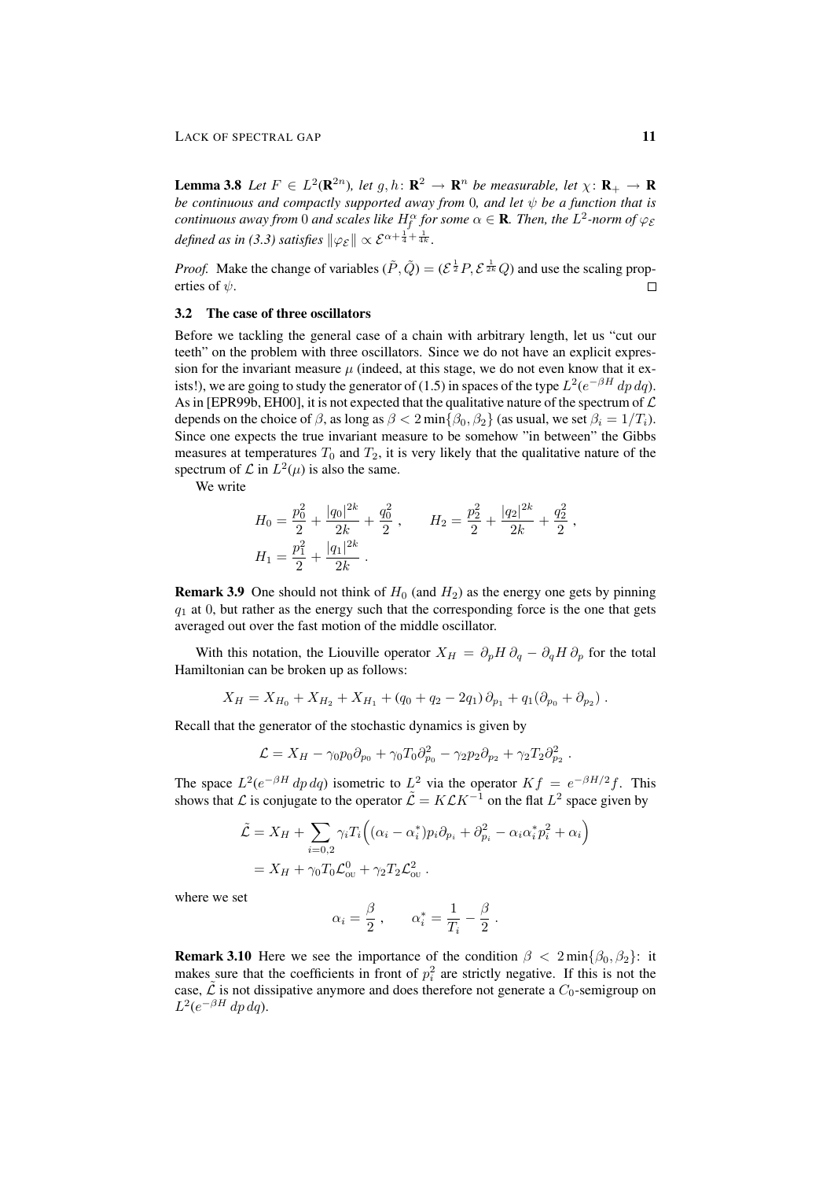**Lemma 3.8** *Let $F \in L^2(\mathbf{R}^{2n})$, let $g, h\colon \mathbf{R}^2 \to \mathbf{R}^n$ be measurable, let $\chi\colon \mathbf{R}_+ \to \mathbf{R}$ be continuous and compactly supported away from 0, and let $\psi$ be a function that is continuous away from 0 and scales like $H_f^\alpha$ for some $\alpha \in \mathbf{R}$. Then, the $L^2$-norm of $\varphi_\mathcal{E}$ defined as in (3.3) satisfies $\|\varphi_\mathcal{E}\| \propto \mathcal{E}^{\alpha+\frac{1}{4}+\frac{1}{4k}}$.*

*Proof.* Make the change of variables $(\tilde{P}, \tilde{Q}) = (\mathcal{E}^{\frac{1}{2}} P, \mathcal{E}^{\frac{1}{2k}} Q)$ and use the scaling properties of $\psi$. □

### 3.2 The case of three oscillators

Before we tackling the general case of a chain with arbitrary length, let us "cut our teeth" on the problem with three oscillators. Since we do not have an explicit expression for the invariant measure $\mu$ (indeed, at this stage, we do not even know that it exists!), we are going to study the generator of (1.5) in spaces of the type $L^2(e^{-\beta H}\,dp\,dq)$. As in [EPR99b, EH00], it is not expected that the qualitative nature of the spectrum of $\mathcal{L}$ depends on the choice of $\beta$, as long as $\beta < 2\min\{\beta_0, \beta_2\}$ (as usual, we set $\beta_i = 1/T_i$). Since one expects the true invariant measure to be somehow "in between" the Gibbs measures at temperatures $T_0$ and $T_2$, it is very likely that the qualitative nature of the spectrum of $\mathcal{L}$ in $L^2(\mu)$ is also the same.

We write

$$
H_0 = \frac{p_0^2}{2} + \frac{|q_0|^{2k}}{2k} + \frac{q_0^2}{2}\;, \qquad H_2 = \frac{p_2^2}{2} + \frac{|q_2|^{2k}}{2k} + \frac{q_2^2}{2}\;,
$$
$$
H_1 = \frac{p_1^2}{2} + \frac{|q_1|^{2k}}{2k}\;.
$$

**Remark 3.9** One should not think of $H_0$ (and $H_2$) as the energy one gets by pinning $q_1$ at 0, but rather as the energy such that the corresponding force is the one that gets averaged out over the fast motion of the middle oscillator.

With this notation, the Liouville operator $X_H = \partial_p H\,\partial_q - \partial_q H\,\partial_p$ for the total Hamiltonian can be broken up as follows:

$$
X_H = X_{H_0} + X_{H_2} + X_{H_1} + (q_0 + q_2 - 2q_1)\,\partial_{p_1} + q_1(\partial_{p_0} + \partial_{p_2})\;.
$$

Recall that the generator of the stochastic dynamics is given by

$$
\mathcal{L} = X_H - \gamma_0 p_0 \partial_{p_0} + \gamma_0 T_0 \partial_{p_0}^2 - \gamma_2 p_2 \partial_{p_2} + \gamma_2 T_2 \partial_{p_2}^2\;.
$$

The space $L^2(e^{-\beta H}\,dp\,dq)$ isometric to $L^2$ via the operator $Kf = e^{-\beta H/2} f$. This shows that $\mathcal{L}$ is conjugate to the operator $\tilde{\mathcal{L}} = K\mathcal{L}K^{-1}$ on the flat $L^2$ space given by

$$
\begin{aligned}
\tilde{\mathcal{L}} &= X_H + \sum_{i=0,2} \gamma_i T_i \Big( (\alpha_i - \alpha_i^*) p_i \partial_{p_i} + \partial_{p_i}^2 - \alpha_i \alpha_i^* p_i^2 + \alpha_i \Big) \\
&= X_H + \gamma_0 T_0 \mathcal{L}_{\text{OU}}^0 + \gamma_2 T_2 \mathcal{L}_{\text{OU}}^2\;.
\end{aligned}
$$

where we set

$$
\alpha_i = \frac{\beta}{2}\;, \qquad \alpha_i^* = \frac{1}{T_i} - \frac{\beta}{2}\;.
$$

**Remark 3.10** Here we see the importance of the condition $\beta < 2\min\{\beta_0, \beta_2\}$: it makes sure that the coefficients in front of $p_i^2$ are strictly negative. If this is not the case, $\tilde{\mathcal{L}}$ is not dissipative anymore and does therefore not generate a $C_0$-semigroup on $L^2(e^{-\beta H}\,dp\,dq)$.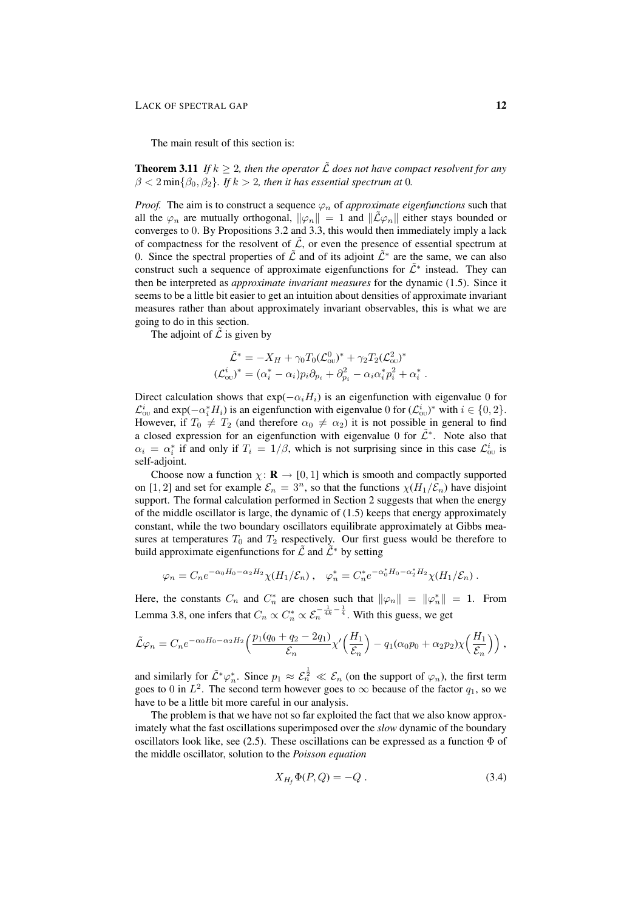The main result of this section is:

**Theorem 3.11** *If $k \geq 2$, then the operator $\tilde{\mathcal{L}}$ does not have compact resolvent for any $\beta < 2\min\{\beta_0, \beta_2\}$. If $k > 2$, then it has essential spectrum at 0.*

*Proof.* The aim is to construct a sequence $\varphi_n$ of *approximate eigenfunctions* such that all the $\varphi_n$ are mutually orthogonal, $\|\varphi_n\| = 1$ and $\|\tilde{\mathcal{L}}\varphi_n\|$ either stays bounded or converges to 0. By Propositions 3.2 and 3.3, this would then immediately imply a lack of compactness for the resolvent of $\tilde{\mathcal{L}}$, or even the presence of essential spectrum at 0. Since the spectral properties of $\tilde{\mathcal{L}}$ and of its adjoint $\tilde{\mathcal{L}}^*$ are the same, we can also construct such a sequence of approximate eigenfunctions for $\tilde{\mathcal{L}}^*$ instead. They can then be interpreted as *approximate invariant measures* for the dynamic (1.5). Since it seems to be a little bit easier to get an intuition about densities of approximate invariant measures rather than about approximately invariant observables, this is what we are going to do in this section.

The adjoint of $\tilde{\mathcal{L}}$ is given by

$$
\begin{aligned}
\tilde{\mathcal{L}}^* &= -X_H + \gamma_0 T_0 (\mathcal{L}^0_{\mathrm{OU}})^* + \gamma_2 T_2 (\mathcal{L}^2_{\mathrm{OU}})^* \\
(\mathcal{L}^i_{\mathrm{OU}})^* &= (\alpha_i^* - \alpha_i) p_i \partial_{p_i} + \partial^2_{p_i} - \alpha_i \alpha_i^* p_i^2 + \alpha_i^* \;.
\end{aligned}
$$

Direct calculation shows that $\exp(-\alpha_i H_i)$ is an eigenfunction with eigenvalue 0 for $\mathcal{L}^i_{\mathrm{OU}}$ and $\exp(-\alpha_i^* H_i)$ is an eigenfunction with eigenvalue 0 for $(\mathcal{L}^i_{\mathrm{OU}})^*$ with $i \in \{0, 2\}$. However, if $T_0 \neq T_2$ (and therefore $\alpha_0 \neq \alpha_2$) it is not possible in general to find a closed expression for an eigenfunction with eigenvalue 0 for $\tilde{\mathcal{L}}^*$. Note also that $\alpha_i = \alpha_i^*$ if and only if $T_i = 1/\beta$, which is not surprising since in this case $\mathcal{L}^i_{\mathrm{OU}}$ is self-adjoint.

Choose now a function $\chi \colon \mathbf{R} \to [0, 1]$ which is smooth and compactly supported on $[1, 2]$ and set for example $\mathcal{E}_n = 3^n$, so that the functions $\chi(H_1/\mathcal{E}_n)$ have disjoint support. The formal calculation performed in Section 2 suggests that when the energy of the middle oscillator is large, the dynamic of (1.5) keeps that energy approximately constant, while the two boundary oscillators equilibrate approximately at Gibbs measures at temperatures $T_0$ and $T_2$ respectively. Our first guess would be therefore to build approximate eigenfunctions for $\tilde{\mathcal{L}}$ and $\tilde{\mathcal{L}}^*$ by setting

$$
\varphi_n = C_n e^{-\alpha_0 H_0 - \alpha_2 H_2} \chi(H_1/\mathcal{E}_n) \;, \quad \varphi_n^* = C_n^* e^{-\alpha_0^* H_0 - \alpha_2^* H_2} \chi(H_1/\mathcal{E}_n) \;.
$$

Here, the constants $C_n$ and $C_n^*$ are chosen such that $\|\varphi_n\| = \|\varphi_n^*\| = 1$. From Lemma 3.8, one infers that $C_n \propto C_n^* \propto \mathcal{E}_n^{-\frac{1}{4k} - \frac{1}{4}}$. With this guess, we get

$$
\tilde{\mathcal{L}}\varphi_n = C_n e^{-\alpha_0 H_0 - \alpha_2 H_2} \Big( \frac{p_1(q_0 + q_2 - 2q_1)}{\mathcal{E}_n} \chi'\Big(\frac{H_1}{\mathcal{E}_n}\Big) - q_1(\alpha_0 p_0 + \alpha_2 p_2) \chi\Big(\frac{H_1}{\mathcal{E}_n}\Big) \Big) \;,
$$

and similarly for $\tilde{\mathcal{L}}^* \varphi_n^*$. Since $p_1 \approx \mathcal{E}_n^{\frac{1}{2}} \ll \mathcal{E}_n$ (on the support of $\varphi_n$), the first term goes to 0 in $L^2$. The second term however goes to $\infty$ because of the factor $q_1$, so we have to be a little bit more careful in our analysis.

The problem is that we have not so far exploited the fact that we also know approximately what the fast oscillations superimposed over the *slow* dynamic of the boundary oscillators look like, see (2.5). These oscillations can be expressed as a function $\Phi$ of the middle oscillator, solution to the *Poisson equation*

$$
X_{H_f} \Phi(P, Q) = -Q \;. \tag{3.4}
$$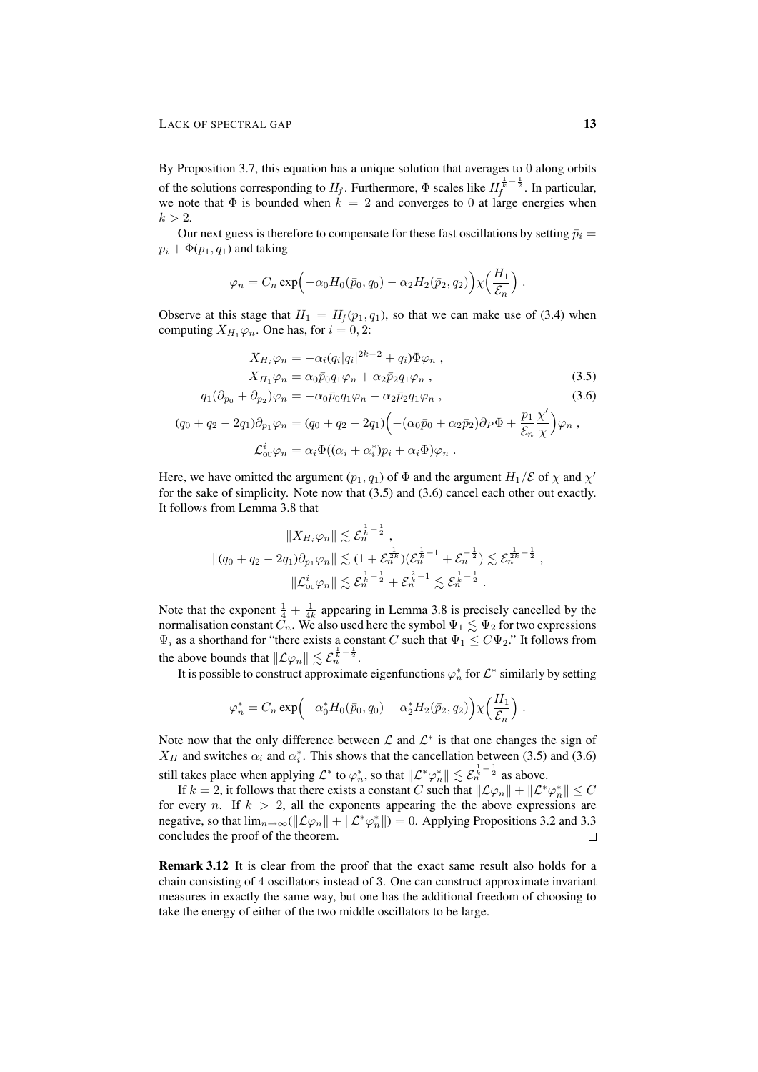By Proposition 3.7, this equation has a unique solution that averages to 0 along orbits of the solutions corresponding to $H_f$. Furthermore, $\Phi$ scales like $H_f^{\frac{1}{k}-\frac{1}{2}}$. In particular, we note that $\Phi$ is bounded when $k = 2$ and converges to 0 at large energies when $k > 2$.

Our next guess is therefore to compensate for these fast oscillations by setting $\bar{p}_i = p_i + \Phi(p_1, q_1)$ and taking

$$\varphi_n = C_n \exp\Big(-\alpha_0 H_0(\bar{p}_0, q_0) - \alpha_2 H_2(\bar{p}_2, q_2)\Big)\chi\Big(\frac{H_1}{\mathcal{E}_n}\Big) .$$

Observe at this stage that $H_1 = H_f(p_1, q_1)$, so that we can make use of (3.4) when computing $X_{H_1}\varphi_n$. One has, for $i = 0, 2$:

$$\begin{aligned}
X_{H_i}\varphi_n &= -\alpha_i(q_i|q_i|^{2k-2} + q_i)\Phi\varphi_n ,\\
X_{H_1}\varphi_n &= \alpha_0\bar{p}_0 q_1\varphi_n + \alpha_2\bar{p}_2 q_1\varphi_n , &(3.5)\\
q_1(\partial_{p_0} + \partial_{p_2})\varphi_n &= -\alpha_0\bar{p}_0 q_1\varphi_n - \alpha_2\bar{p}_2 q_1\varphi_n , &(3.6)\\
(q_0 + q_2 - 2q_1)\partial_{p_1}\varphi_n &= (q_0 + q_2 - 2q_1)\Big(-(\alpha_0\bar{p}_0 + \alpha_2\bar{p}_2)\partial_P\Phi + \frac{p_1}{\mathcal{E}_n}\frac{\chi'}{\chi}\Big)\varphi_n ,\\
\mathcal{L}_{\text{OU}}^i\varphi_n &= \alpha_i\Phi((\alpha_i + \alpha_i^*)p_i + \alpha_i\Phi)\varphi_n .
\end{aligned}$$

Here, we have omitted the argument $(p_1, q_1)$ of $\Phi$ and the argument $H_1/\mathcal{E}$ of $\chi$ and $\chi'$ for the sake of simplicity. Note now that (3.5) and (3.6) cancel each other out exactly. It follows from Lemma 3.8 that

$$\begin{aligned}
\|X_{H_i}\varphi_n\| &\lesssim \mathcal{E}_n^{\frac{1}{k}-\frac{1}{2}} ,\\
\|(q_0 + q_2 - 2q_1)\partial_{p_1}\varphi_n\| &\lesssim (1 + \mathcal{E}_n^{\frac{1}{2k}})(\mathcal{E}_n^{\frac{1}{k}-1} + \mathcal{E}_n^{-\frac{1}{2}}) \lesssim \mathcal{E}_n^{\frac{1}{2k}-\frac{1}{2}} ,\\
\|\mathcal{L}_{\text{OU}}^i\varphi_n\| &\lesssim \mathcal{E}_n^{\frac{1}{k}-\frac{1}{2}} + \mathcal{E}_n^{\frac{2}{k}-1} \lesssim \mathcal{E}_n^{\frac{1}{k}-\frac{1}{2}} .
\end{aligned}$$

Note that the exponent $\frac{1}{4} + \frac{1}{4k}$ appearing in Lemma 3.8 is precisely cancelled by the normalisation constant $C_n$. We also used here the symbol $\Psi_1 \lesssim \Psi_2$ for two expressions $\Psi_i$ as a shorthand for "there exists a constant $C$ such that $\Psi_1 \le C\Psi_2$." It follows from the above bounds that $\|\mathcal{L}\varphi_n\| \lesssim \mathcal{E}_n^{\frac{1}{k}-\frac{1}{2}}$.

It is possible to construct approximate eigenfunctions $\varphi_n^*$ for $\mathcal{L}^*$ similarly by setting

$$\varphi_n^* = C_n \exp\Big(-\alpha_0^* H_0(\bar{p}_0, q_0) - \alpha_2^* H_2(\bar{p}_2, q_2)\Big)\chi\Big(\frac{H_1}{\mathcal{E}_n}\Big) .$$

Note now that the only difference between $\mathcal{L}$ and $\mathcal{L}^*$ is that one changes the sign of $X_H$ and switches $\alpha_i$ and $\alpha_i^*$. This shows that the cancellation between (3.5) and (3.6) still takes place when applying $\mathcal{L}^*$ to $\varphi_n^*$, so that $\|\mathcal{L}^*\varphi_n^*\| \lesssim \mathcal{E}_n^{\frac{1}{k}-\frac{1}{2}}$ as above.

If $k = 2$, it follows that there exists a constant $C$ such that $\|\mathcal{L}\varphi_n\| + \|\mathcal{L}^*\varphi_n^*\| \le C$ for every $n$. If $k > 2$, all the exponents appearing the the above expressions are negative, so that $\lim_{n\to\infty}(\|\mathcal{L}\varphi_n\| + \|\mathcal{L}^*\varphi_n^*\|) = 0$. Applying Propositions 3.2 and 3.3 concludes the proof of the theorem. ∎

**Remark 3.12** It is clear from the proof that the exact same result also holds for a chain consisting of 4 oscillators instead of 3. One can construct approximate invariant measures in exactly the same way, but one has the additional freedom of choosing to take the energy of either of the two middle oscillators to be large.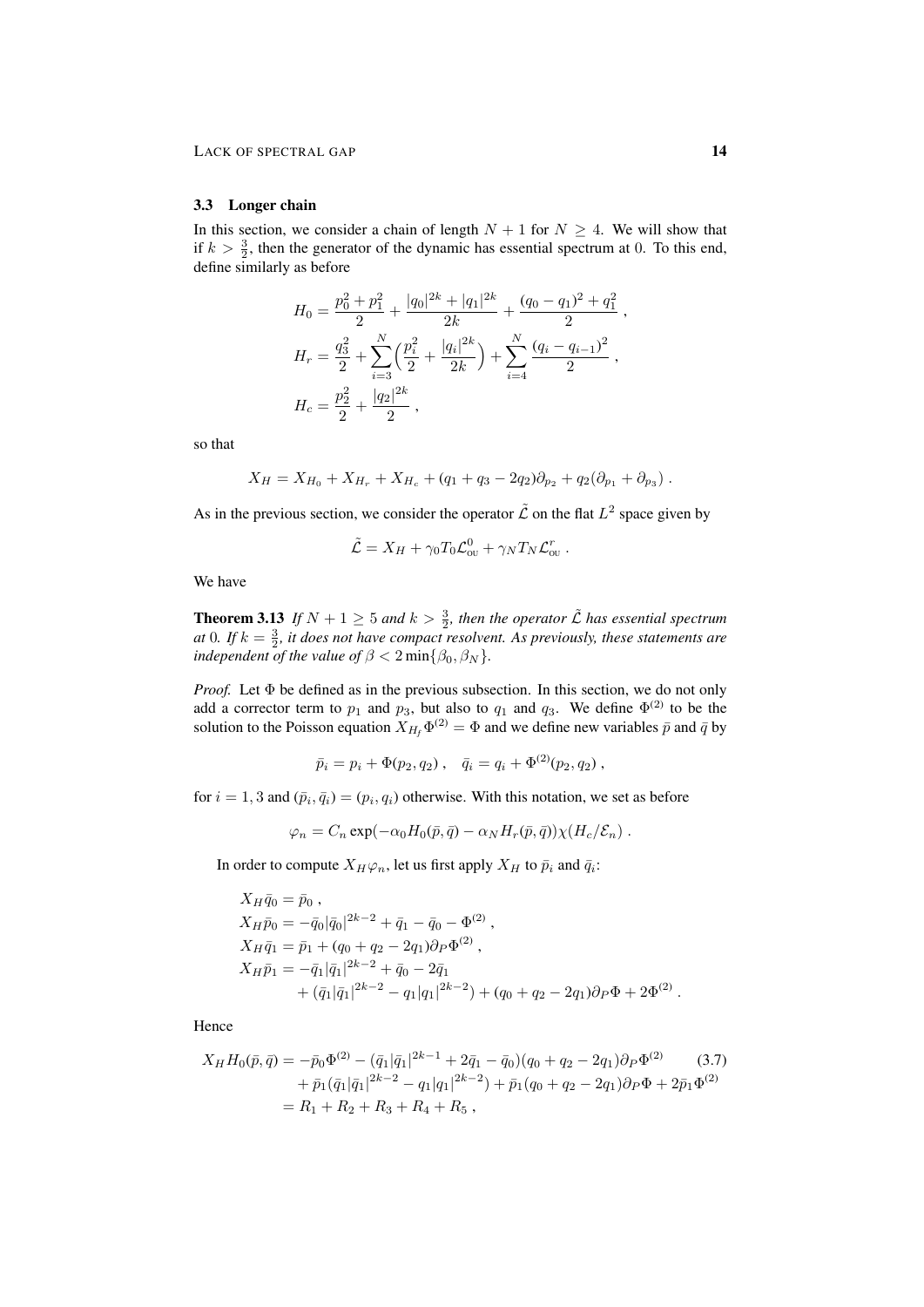### 3.3 Longer chain

In this section, we consider a chain of length $N+1$ for $N \geq 4$. We will show that if $k > \frac{3}{2}$, then the generator of the dynamic has essential spectrum at 0. To this end, define similarly as before

$$
\begin{aligned}
H_0 &= \frac{p_0^2 + p_1^2}{2} + \frac{|q_0|^{2k} + |q_1|^{2k}}{2k} + \frac{(q_0 - q_1)^2 + q_1^2}{2} \;, \\
H_r &= \frac{q_3^2}{2} + \sum_{i=3}^{N} \Big( \frac{p_i^2}{2} + \frac{|q_i|^{2k}}{2k} \Big) + \sum_{i=4}^{N} \frac{(q_i - q_{i-1})^2}{2} \;, \\
H_c &= \frac{p_2^2}{2} + \frac{|q_2|^{2k}}{2} \;,
\end{aligned}
$$

so that

$$
X_H = X_{H_0} + X_{H_r} + X_{H_c} + (q_1 + q_3 - 2q_2)\partial_{p_2} + q_2(\partial_{p_1} + \partial_{p_3}) \;.
$$

As in the previous section, we consider the operator $\tilde{\mathcal{L}}$ on the flat $L^2$ space given by

$$
\tilde{\mathcal{L}} = X_H + \gamma_0 T_0 \mathcal{L}^0_{\text{OU}} + \gamma_N T_N \mathcal{L}^r_{\text{OU}} \;.
$$

We have

**Theorem 3.13** *If $N+1 \geq 5$ and $k > \frac{3}{2}$, then the operator $\tilde{\mathcal{L}}$ has essential spectrum at 0. If $k = \frac{3}{2}$, it does not have compact resolvent. As previously, these statements are independent of the value of $\beta < 2\min\{\beta_0, \beta_N\}$.*

*Proof.* Let $\Phi$ be defined as in the previous subsection. In this section, we do not only add a corrector term to $p_1$ and $p_3$, but also to $q_1$ and $q_3$. We define $\Phi^{(2)}$ to be the solution to the Poisson equation $X_{H_f}\Phi^{(2)} = \Phi$ and we define new variables $\bar{p}$ and $\bar{q}$ by

$$
\bar{p}_i = p_i + \Phi(p_2, q_2) \;, \quad \bar{q}_i = q_i + \Phi^{(2)}(p_2, q_2) \;,
$$

for $i = 1, 3$ and $(\bar{p}_i, \bar{q}_i) = (p_i, q_i)$ otherwise. With this notation, we set as before

$$
\varphi_n = C_n \exp(-\alpha_0 H_0(\bar{p}, \bar{q}) - \alpha_N H_r(\bar{p}, \bar{q}))\chi(H_c/\mathcal{E}_n) \;.
$$

In order to compute $X_H \varphi_n$, let us first apply $X_H$ to $\bar{p}_i$ and $\bar{q}_i$:

$$
\begin{aligned}
X_H \bar{q}_0 &= \bar{p}_0 \;, \\
X_H \bar{p}_0 &= -\bar{q}_0 |\bar{q}_0|^{2k-2} + \bar{q}_1 - \bar{q}_0 - \Phi^{(2)} \;, \\
X_H \bar{q}_1 &= \bar{p}_1 + (q_0 + q_2 - 2q_1)\partial_P \Phi^{(2)} \;, \\
X_H \bar{p}_1 &= -\bar{q}_1 |\bar{q}_1|^{2k-2} + \bar{q}_0 - 2\bar{q}_1 \\
&\quad + (\bar{q}_1 |\bar{q}_1|^{2k-2} - q_1 |q_1|^{2k-2}) + (q_0 + q_2 - 2q_1)\partial_P \Phi + 2\Phi^{(2)} \;.
\end{aligned}
$$

Hence

$$
\begin{aligned}
X_H H_0(\bar{p}, \bar{q}) &= -\bar{p}_0 \Phi^{(2)} - (\bar{q}_1 |\bar{q}_1|^{2k-1} + 2\bar{q}_1 - \bar{q}_0)(q_0 + q_2 - 2q_1)\partial_P \Phi^{(2)} \\
&\quad + \bar{p}_1 (\bar{q}_1 |\bar{q}_1|^{2k-2} - q_1 |q_1|^{2k-2}) + \bar{p}_1 (q_0 + q_2 - 2q_1)\partial_P \Phi + 2\bar{p}_1 \Phi^{(2)} \\
&= R_1 + R_2 + R_3 + R_4 + R_5 \;,
\end{aligned} \tag{3.7}
$$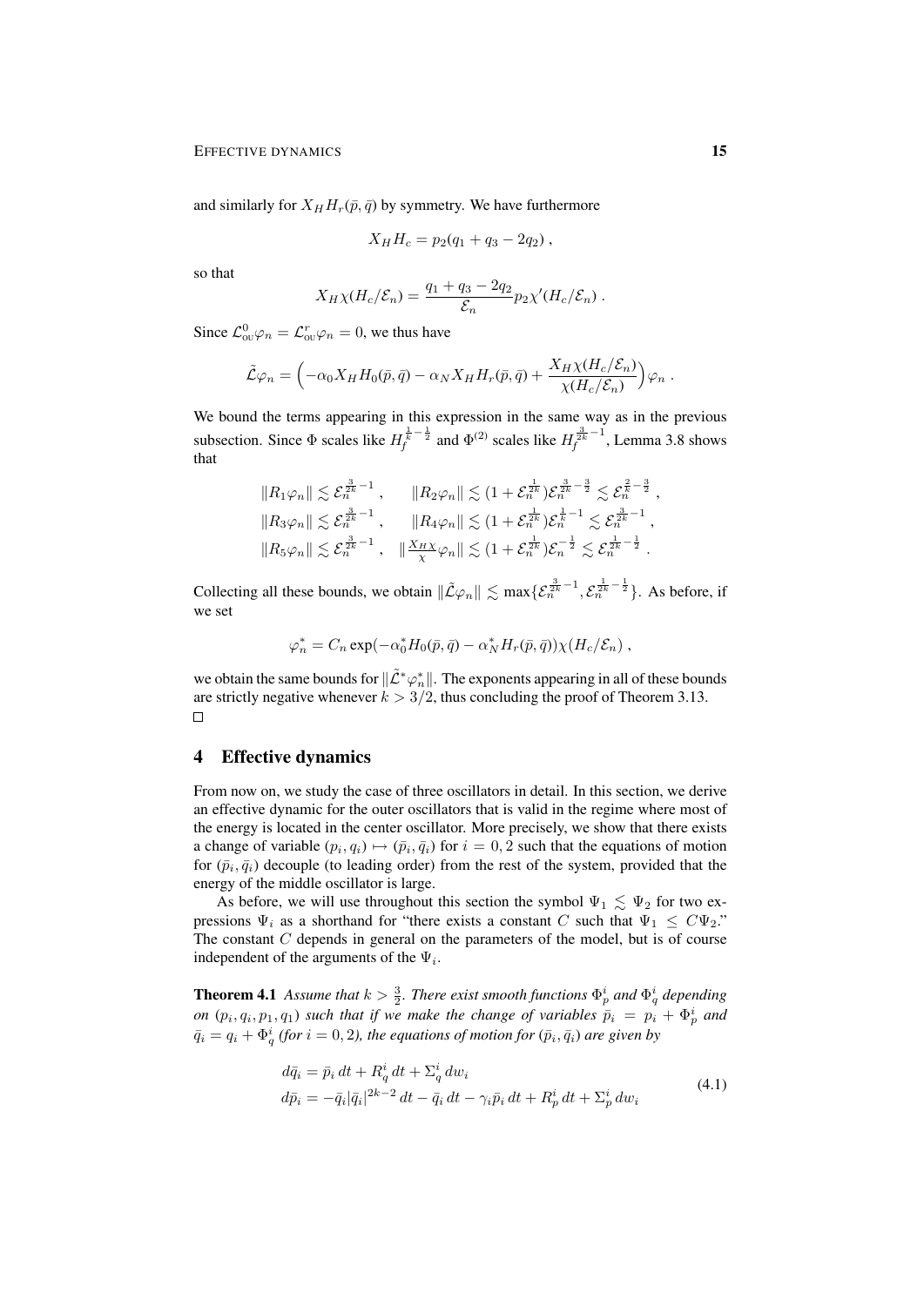and similarly for $X_H H_r(\bar{p}, \bar{q})$ by symmetry. We have furthermore

$$X_H H_c = p_2(q_1 + q_3 - 2q_2) ,$$

so that

$$X_H \chi(H_c/\mathcal{E}_n) = \frac{q_1 + q_3 - 2q_2}{\mathcal{E}_n} p_2 \chi'(H_c/\mathcal{E}_n) .$$

Since $\mathcal{L}^0_{\text{ou}} \varphi_n = \mathcal{L}^r_{\text{ou}} \varphi_n = 0$, we thus have

$$\tilde{\mathcal{L}} \varphi_n = \Big( -\alpha_0 X_H H_0(\bar{p}, \bar{q}) - \alpha_N X_H H_r(\bar{p}, \bar{q}) + \frac{X_H \chi(H_c/\mathcal{E}_n)}{\chi(H_c/\mathcal{E}_n)} \Big) \varphi_n .$$

We bound the terms appearing in this expression in the same way as in the previous subsection. Since $\Phi$ scales like $H_f^{\frac{1}{k} - \frac{1}{2}}$ and $\Phi^{(2)}$ scales like $H_f^{\frac{3}{2k} - 1}$, Lemma 3.8 shows that

$$\begin{aligned}
&\|R_1 \varphi_n\| \lesssim \mathcal{E}_n^{\frac{3}{2k} - 1} , \qquad \|R_2 \varphi_n\| \lesssim (1 + \mathcal{E}_n^{\frac{1}{2k}}) \mathcal{E}_n^{\frac{3}{2k} - \frac{3}{2}} \lesssim \mathcal{E}_n^{\frac{2}{k} - \frac{3}{2}} , \\
&\|R_3 \varphi_n\| \lesssim \mathcal{E}_n^{\frac{3}{2k} - 1} , \qquad \|R_4 \varphi_n\| \lesssim (1 + \mathcal{E}_n^{\frac{1}{2k}}) \mathcal{E}_n^{\frac{1}{k} - 1} \lesssim \mathcal{E}_n^{\frac{3}{2k} - 1} , \\
&\|R_5 \varphi_n\| \lesssim \mathcal{E}_n^{\frac{3}{2k} - 1} , \quad \|\tfrac{X_H \chi}{\chi} \varphi_n\| \lesssim (1 + \mathcal{E}_n^{\frac{1}{2k}}) \mathcal{E}_n^{-\frac{1}{2}} \lesssim \mathcal{E}_n^{\frac{1}{2k} - \frac{1}{2}} .
\end{aligned}$$

Collecting all these bounds, we obtain $\|\tilde{\mathcal{L}} \varphi_n\| \lesssim \max\{\mathcal{E}_n^{\frac{3}{2k} - 1}, \mathcal{E}_n^{\frac{1}{2k} - \frac{1}{2}}\}$. As before, if we set

$$\varphi_n^* = C_n \exp(-\alpha_0^* H_0(\bar{p}, \bar{q}) - \alpha_N^* H_r(\bar{p}, \bar{q})) \chi(H_c/\mathcal{E}_n) ,$$

we obtain the same bounds for $\|\tilde{\mathcal{L}}^* \varphi_n^*\|$. The exponents appearing in all of these bounds are strictly negative whenever $k > 3/2$, thus concluding the proof of Theorem 3.13. □

## 4 Effective dynamics

From now on, we study the case of three oscillators in detail. In this section, we derive an effective dynamic for the outer oscillators that is valid in the regime where most of the energy is located in the center oscillator. More precisely, we show that there exists a change of variable $(p_i, q_i) \mapsto (\bar{p}_i, \bar{q}_i)$ for $i = 0, 2$ such that the equations of motion for $(\bar{p}_i, \bar{q}_i)$ decouple (to leading order) from the rest of the system, provided that the energy of the middle oscillator is large.

As before, we will use throughout this section the symbol $\Psi_1 \lesssim \Psi_2$ for two expressions $\Psi_i$ as a shorthand for "there exists a constant $C$ such that $\Psi_1 \le C\Psi_2$." The constant $C$ depends in general on the parameters of the model, but is of course independent of the arguments of the $\Psi_i$.

**Theorem 4.1** *Assume that $k > \frac{3}{2}$. There exist smooth functions $\Phi_p^i$ and $\Phi_q^i$ depending on $(p_i, q_i, p_1, q_1)$ such that if we make the change of variables $\bar{p}_i = p_i + \Phi_p^i$ and $\bar{q}_i = q_i + \Phi_q^i$ (for $i = 0, 2$), the equations of motion for $(\bar{p}_i, \bar{q}_i)$ are given by*

$$\begin{aligned}
d\bar{q}_i &= \bar{p}_i \, dt + R_q^i \, dt + \Sigma_q^i \, dw_i \\
d\bar{p}_i &= -\bar{q}_i |\bar{q}_i|^{2k-2} \, dt - \bar{q}_i \, dt - \gamma_i \bar{p}_i \, dt + R_p^i \, dt + \Sigma_p^i \, dw_i
\end{aligned} \tag{4.1}$$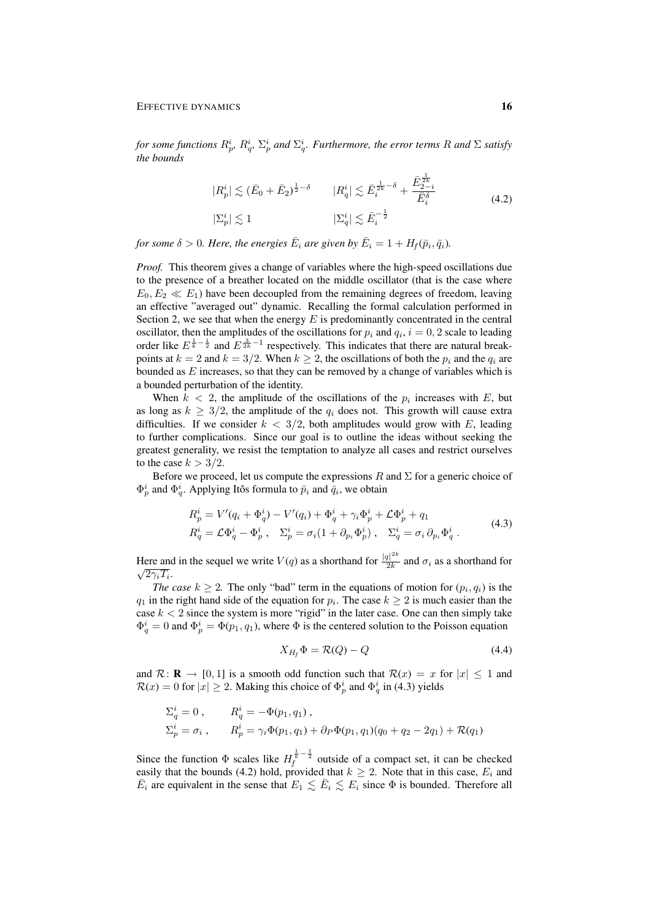*for some functions $R_p^i$, $R_q^i$, $\Sigma_p^i$ and $\Sigma_q^i$. Furthermore, the error terms $R$ and $\Sigma$ satisfy the bounds*

$$
\begin{aligned}
|R_p^i| &\lesssim (\bar{E}_0 + \bar{E}_2)^{\frac{1}{2}-\delta} \qquad & |R_q^i| &\lesssim \bar{E}_i^{\frac{1}{2k}-\delta} + \frac{\bar{E}_{2-i}^{\frac{1}{2k}}}{\bar{E}_i^{\delta}} \\
|\Sigma_p^i| &\lesssim 1 & |\Sigma_q^i| &\lesssim \bar{E}_i^{-\frac{1}{2}}
\end{aligned}
\tag{4.2}
$$

*for some $\delta > 0$. Here, the energies $\bar{E}_i$ are given by $\bar{E}_i = 1 + H_f(\bar{p}_i, \bar{q}_i)$.*

*Proof.* This theorem gives a change of variables where the high-speed oscillations due to the presence of a breather located on the middle oscillator (that is the case where $E_0, E_2 \ll E_1$) have been decoupled from the remaining degrees of freedom, leaving an effective "averaged out" dynamic. Recalling the formal calculation performed in Section 2, we see that when the energy $E$ is predominantly concentrated in the central oscillator, then the amplitudes of the oscillations for $p_i$ and $q_i$, $i = 0, 2$ scale to leading order like $E^{\frac{1}{k}-\frac{1}{2}}$ and $E^{\frac{3}{2k}-1}$ respectively. This indicates that there are natural breakpoints at $k = 2$ and $k = 3/2$. When $k \geq 2$, the oscillations of both the $p_i$ and the $q_i$ are bounded as $E$ increases, so that they can be removed by a change of variables which is a bounded perturbation of the identity.

When $k < 2$, the amplitude of the oscillations of the $p_i$ increases with $E$, but as long as $k \geq 3/2$, the amplitude of the $q_i$ does not. This growth will cause extra difficulties. If we consider $k < 3/2$, both amplitudes would grow with $E$, leading to further complications. Since our goal is to outline the ideas without seeking the greatest generality, we resist the temptation to analyze all cases and restrict ourselves to the case $k > 3/2$.

Before we proceed, let us compute the expressions $R$ and $\Sigma$ for a generic choice of $\Phi_p^i$ and $\Phi_q^i$. Applying Itôs formula to $\bar{p}_i$ and $\bar{q}_i$, we obtain

$$
\begin{aligned}
R_p^i &= V'(q_i + \Phi_q^i) - V'(q_i) + \Phi_q^i + \gamma_i \Phi_p^i + \mathcal{L}\Phi_p^i + q_1 \\
R_q^i &= \mathcal{L}\Phi_q^i - \Phi_p^i\,, \quad \Sigma_p^i = \sigma_i(1 + \partial_{p_i}\Phi_p^i)\,, \quad \Sigma_q^i = \sigma_i\,\partial_{p_i}\Phi_q^i\,.
\end{aligned}
\tag{4.3}
$$

Here and in the sequel we write $V(q)$ as a shorthand for $\frac{|q|^{2k}}{2k}$ and $\sigma_i$ as a shorthand for $\sqrt{2\gamma_i T_i}$.

*The case $k \geq 2$.* The only "bad" term in the equations of motion for $(p_i, q_i)$ is the $q_1$ in the right hand side of the equation for $p_i$. The case $k \geq 2$ is much easier than the case $k < 2$ since the system is more "rigid" in the later case. One can then simply take $\Phi_q^i = 0$ and $\Phi_p^i = \Phi(p_1, q_1)$, where $\Phi$ is the centered solution to the Poisson equation

$$
X_{H_f}\Phi = \mathcal{R}(Q) - Q \tag{4.4}
$$

and $\mathcal{R}\colon \mathbf{R} \to [0, 1]$ is a smooth odd function such that $\mathcal{R}(x) = x$ for $|x| \leq 1$ and $\mathcal{R}(x) = 0$ for $|x| \geq 2$. Making this choice of $\Phi_p^i$ and $\Phi_q^i$ in (4.3) yields

$$
\begin{aligned}
\Sigma_q^i &= 0\,, \qquad & R_q^i &= -\Phi(p_1, q_1)\,, \\
\Sigma_p^i &= \sigma_i\,, & R_p^i &= \gamma_i\Phi(p_1, q_1) + \partial_P\Phi(p_1, q_1)(q_0 + q_2 - 2q_1) + \mathcal{R}(q_1)
\end{aligned}
$$

Since the function $\Phi$ scales like $H_f^{\frac{1}{k}-\frac{1}{2}}$ outside of a compact set, it can be checked easily that the bounds (4.2) hold, provided that $k \geq 2$. Note that in this case, $E_i$ and $\bar{E}_i$ are equivalent in the sense that $E_1 \lesssim \bar{E}_i \lesssim E_i$ since $\Phi$ is bounded. Therefore all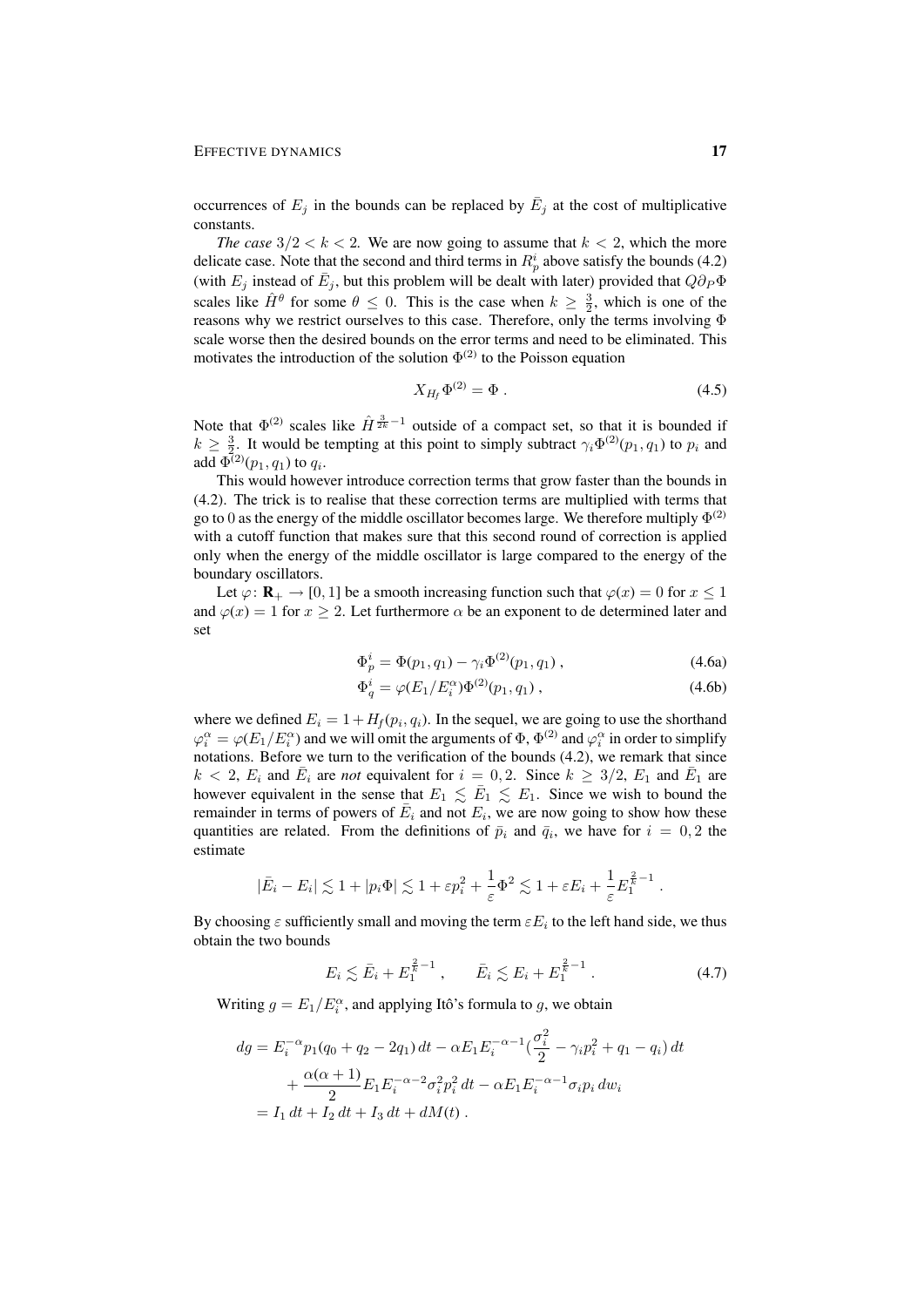occurrences of $E_j$ in the bounds can be replaced by $\bar{E}_j$ at the cost of multiplicative constants.

*The case* $3/2 < k < 2$*.* We are now going to assume that $k < 2$, which the more delicate case. Note that the second and third terms in $R_p^i$ above satisfy the bounds (4.2) (with $E_j$ instead of $\bar{E}_j$, but this problem will be dealt with later) provided that $Q\partial_P \Phi$ scales like $\hat{H}^\theta$ for some $\theta \leq 0$. This is the case when $k \geq \frac{3}{2}$, which is one of the reasons why we restrict ourselves to this case. Therefore, only the terms involving $\Phi$ scale worse then the desired bounds on the error terms and need to be eliminated. This motivates the introduction of the solution $\Phi^{(2)}$ to the Poisson equation

$$X_{H_f} \Phi^{(2)} = \Phi \; . \tag{4.5}$$

Note that $\Phi^{(2)}$ scales like $\hat{H}^{\frac{3}{2k}-1}$ outside of a compact set, so that it is bounded if $k \geq \frac{3}{2}$. It would be tempting at this point to simply subtract $\gamma_i \Phi^{(2)}(p_1, q_1)$ to $p_i$ and add $\Phi^{(2)}(p_1, q_1)$ to $q_i$.

This would however introduce correction terms that grow faster than the bounds in (4.2). The trick is to realise that these correction terms are multiplied with terms that go to 0 as the energy of the middle oscillator becomes large. We therefore multiply $\Phi^{(2)}$ with a cutoff function that makes sure that this second round of correction is applied only when the energy of the middle oscillator is large compared to the energy of the boundary oscillators.

Let $\varphi \colon \mathbf{R}_+ \to [0, 1]$ be a smooth increasing function such that $\varphi(x) = 0$ for $x \leq 1$ and $\varphi(x) = 1$ for $x \geq 2$. Let furthermore $\alpha$ be an exponent to de determined later and set

$$\Phi_p^i = \Phi(p_1, q_1) - \gamma_i \Phi^{(2)}(p_1, q_1) \; , \tag{4.6a}$$

$$\Phi_q^i = \varphi(E_1/E_i^\alpha)\Phi^{(2)}(p_1, q_1) \; , \tag{4.6b}$$

where we defined $E_i = 1 + H_f(p_i, q_i)$. In the sequel, we are going to use the shorthand $\varphi_i^\alpha = \varphi(E_1/E_i^\alpha)$ and we will omit the arguments of $\Phi$, $\Phi^{(2)}$ and $\varphi_i^\alpha$ in order to simplify notations. Before we turn to the verification of the bounds (4.2), we remark that since $k < 2$, $E_i$ and $\bar{E}_i$ are *not* equivalent for $i = 0, 2$. Since $k \geq 3/2$, $E_1$ and $\bar{E}_1$ are however equivalent in the sense that $E_1 \lesssim \bar{E}_1 \lesssim E_1$. Since we wish to bound the remainder in terms of powers of $\bar{E}_i$ and not $E_i$, we are now going to show how these quantities are related. From the definitions of $\bar{p}_i$ and $\bar{q}_i$, we have for $i = 0, 2$ the estimate

$$|\bar{E}_i - E_i| \lesssim 1 + |p_i \Phi| \lesssim 1 + \varepsilon p_i^2 + \frac{1}{\varepsilon}\Phi^2 \lesssim 1 + \varepsilon E_i + \frac{1}{\varepsilon} E_1^{\frac{2}{k}-1} \; .$$

By choosing $\varepsilon$ sufficiently small and moving the term $\varepsilon E_i$ to the left hand side, we thus obtain the two bounds

$$E_i \lesssim \bar{E}_i + E_1^{\frac{2}{k}-1} \; , \qquad \bar{E}_i \lesssim E_i + E_1^{\frac{2}{k}-1} \; . \tag{4.7}$$

Writing $g = E_1/E_i^\alpha$, and applying Itô's formula to $g$, we obtain

$$\begin{aligned}
dg &= E_i^{-\alpha} p_1(q_0 + q_2 - 2q_1)\, dt - \alpha E_1 E_i^{-\alpha-1}\Big(\frac{\sigma_i^2}{2} - \gamma_i p_i^2 + q_1 - q_i\Big)\, dt \\
&\quad + \frac{\alpha(\alpha+1)}{2} E_1 E_i^{-\alpha-2}\sigma_i^2 p_i^2\, dt - \alpha E_1 E_i^{-\alpha-1}\sigma_i p_i\, dw_i \\
&= I_1\, dt + I_2\, dt + I_3\, dt + dM(t) \; .
\end{aligned}$$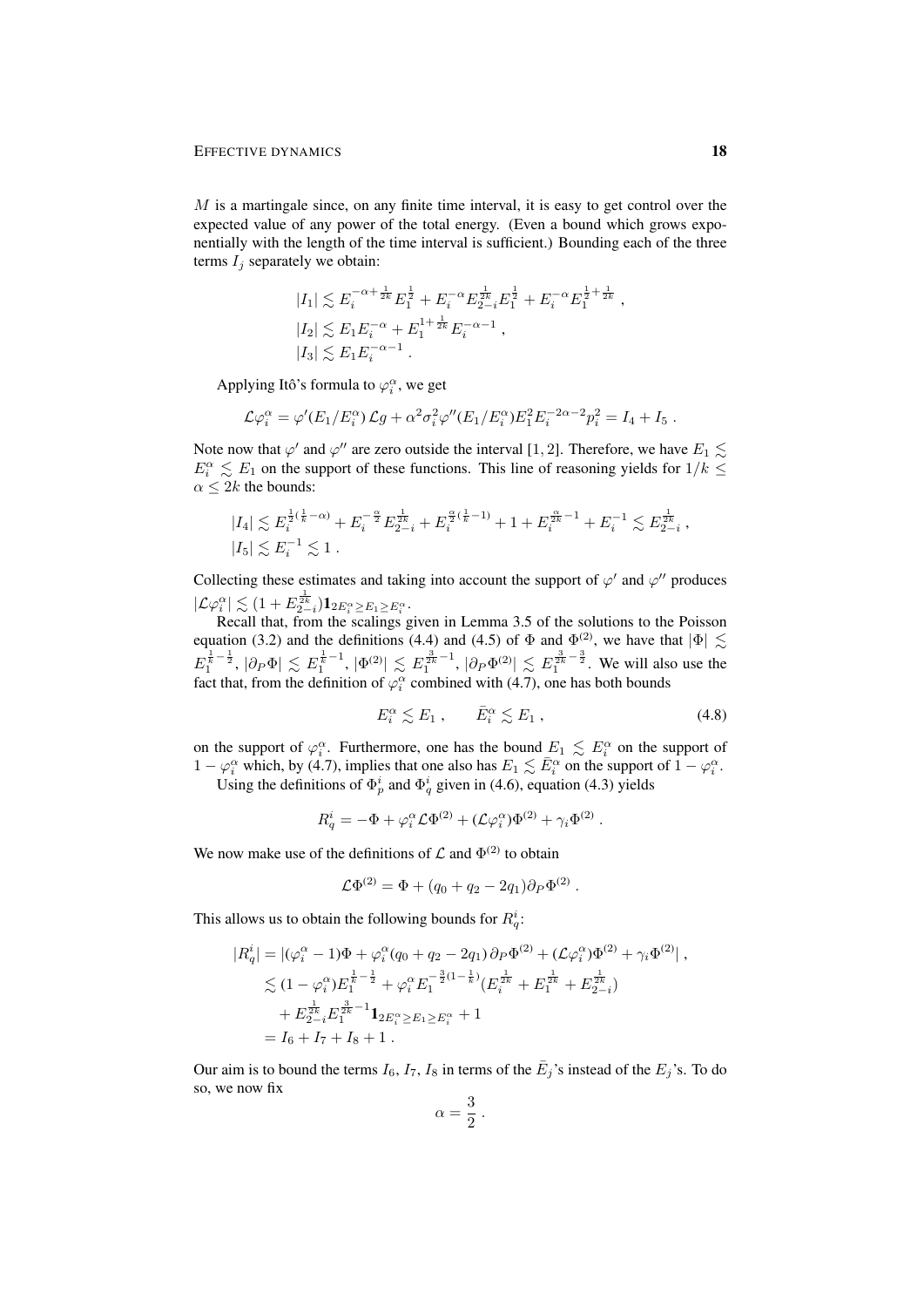$M$ is a martingale since, on any finite time interval, it is easy to get control over the expected value of any power of the total energy. (Even a bound which grows exponentially with the length of the time interval is sufficient.) Bounding each of the three terms $I_j$ separately we obtain:

$$
\begin{aligned}
|I_1| &\lesssim E_i^{-\alpha+\frac{1}{2k}} E_1^{\frac{1}{2}} + E_i^{-\alpha} E_{2-i}^{\frac{1}{2k}} E_1^{\frac{1}{2}} + E_i^{-\alpha} E_1^{\frac{1}{2}+\frac{1}{2k}} \;, \\
|I_2| &\lesssim E_1 E_i^{-\alpha} + E_1^{1+\frac{1}{2k}} E_i^{-\alpha-1} \;, \\
|I_3| &\lesssim E_1 E_i^{-\alpha-1} \;.
\end{aligned}
$$

Applying Itô's formula to $\varphi_i^\alpha$, we get

$$
\mathcal{L}\varphi_i^\alpha = \varphi'(E_1/E_i^\alpha)\,\mathcal{L}g + \alpha^2\sigma_i^2\varphi''(E_1/E_i^\alpha)E_1^2 E_i^{-2\alpha-2}p_i^2 = I_4 + I_5 \;.
$$

Note now that $\varphi'$ and $\varphi''$ are zero outside the interval $[1,2]$. Therefore, we have $E_1 \lesssim E_i^\alpha \lesssim E_1$ on the support of these functions. This line of reasoning yields for $1/k \leq \alpha \leq 2k$ the bounds:

$$
\begin{aligned}
|I_4| &\lesssim E_i^{\frac{1}{2}(\frac{1}{k}-\alpha)} + E_i^{-\frac{\alpha}{2}} E_{2-i}^{\frac{1}{2k}} + E_i^{\frac{\alpha}{2}(\frac{1}{k}-1)} + 1 + E_i^{\frac{\alpha}{2k}-1} + E_i^{-1} \lesssim E_{2-i}^{\frac{1}{2k}} \;, \\
|I_5| &\lesssim E_i^{-1} \lesssim 1 \;.
\end{aligned}
$$

Collecting these estimates and taking into account the support of $\varphi'$ and $\varphi''$ produces $|\mathcal{L}\varphi_i^\alpha| \lesssim (1 + E_{2-i}^{\frac{1}{2k}})\mathbf{1}_{2E_i^\alpha \geq E_1 \geq E_i^\alpha}$.

Recall that, from the scalings given in Lemma 3.5 of the solutions to the Poisson equation (3.2) and the definitions (4.4) and (4.5) of $\Phi$ and $\Phi^{(2)}$, we have that $|\Phi| \lesssim E_1^{\frac{1}{k}-\frac{1}{2}}$, $|\partial_P\Phi| \lesssim E_1^{\frac{1}{k}-1}$, $|\Phi^{(2)}| \lesssim E_1^{\frac{3}{2k}-1}$, $|\partial_P\Phi^{(2)}| \lesssim E_1^{\frac{3}{2k}-\frac{3}{2}}$. We will also use the fact that, from the definition of $\varphi_i^\alpha$ combined with (4.7), one has both bounds

$$
E_i^\alpha \lesssim E_1 \;, \qquad \bar{E}_i^\alpha \lesssim E_1 \;, \tag{4.8}
$$

on the support of $\varphi_i^\alpha$. Furthermore, one has the bound $E_1 \lesssim E_i^\alpha$ on the support of $1-\varphi_i^\alpha$ which, by (4.7), implies that one also has $E_1 \lesssim \bar{E}_i^\alpha$ on the support of $1-\varphi_i^\alpha$.

Using the definitions of $\Phi_p^i$ and $\Phi_q^i$ given in (4.6), equation (4.3) yields

$$
R_q^i = -\Phi + \varphi_i^\alpha\mathcal{L}\Phi^{(2)} + (\mathcal{L}\varphi_i^\alpha)\Phi^{(2)} + \gamma_i\Phi^{(2)} \;.
$$

We now make use of the definitions of $\mathcal{L}$ and $\Phi^{(2)}$ to obtain

$$
\mathcal{L}\Phi^{(2)} = \Phi + (q_0 + q_2 - 2q_1)\partial_P\Phi^{(2)} \;.
$$

This allows us to obtain the following bounds for $R_q^i$:

$$
\begin{aligned}
|R_q^i| &= |(\varphi_i^\alpha - 1)\Phi + \varphi_i^\alpha(q_0 + q_2 - 2q_1)\,\partial_P\Phi^{(2)} + (\mathcal{L}\varphi_i^\alpha)\Phi^{(2)} + \gamma_i\Phi^{(2)}| \;, \\
&\lesssim (1-\varphi_i^\alpha)E_1^{\frac{1}{k}-\frac{1}{2}} + \varphi_i^\alpha E_1^{-\frac{3}{2}(1-\frac{1}{k})}(E_i^{\frac{1}{2k}} + E_1^{\frac{1}{2k}} + E_{2-i}^{\frac{1}{2k}}) \\
&\quad + E_{2-i}^{\frac{1}{2k}} E_1^{\frac{3}{2k}-1}\mathbf{1}_{2E_i^\alpha \geq E_1 \geq E_i^\alpha} + 1 \\
&= I_6 + I_7 + I_8 + 1 \;.
\end{aligned}
$$

Our aim is to bound the terms $I_6$, $I_7$, $I_8$ in terms of the $\bar{E}_j$'s instead of the $E_j$'s. To do so, we now fix

$$
\alpha = \frac{3}{2} \;.
$$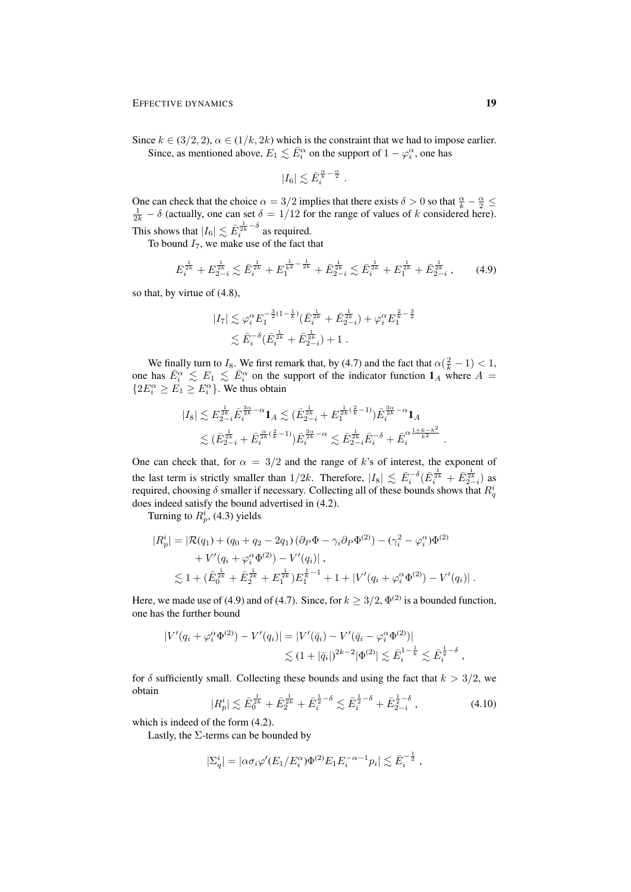Since $k \in (3/2, 2)$, $\alpha \in (1/k, 2k)$ which is the constraint that we had to impose earlier.

Since, as mentioned above, $E_1 \lesssim \bar{E}_i^\alpha$ on the support of $1 - \varphi_i^\alpha$, one has

$$|I_6| \lesssim \bar{E}_i^{\frac{\alpha}{k} - \frac{\alpha}{2}} .$$

One can check that the choice $\alpha = 3/2$ implies that there exists $\delta > 0$ so that $\frac{\alpha}{k} - \frac{\alpha}{2} \leq \frac{1}{2k} - \delta$ (actually, one can set $\delta = 1/12$ for the range of values of $k$ considered here). This shows that $|I_6| \lesssim \bar{E}_i^{\frac{1}{2k} - \delta}$ as required.

To bound $I_7$, we make use of the fact that

$$E_i^{\frac{1}{2k}} + E_{2-i}^{\frac{1}{2k}} \lesssim \bar{E}_i^{\frac{1}{2k}} + E_1^{\frac{1}{k^2} - \frac{1}{2k}} + \bar{E}_{2-i}^{\frac{1}{2k}} \lesssim \bar{E}_i^{\frac{1}{2k}} + E_1^{\frac{1}{2k}} + \bar{E}_{2-i}^{\frac{1}{2k}} , \tag{4.9}$$

so that, by virtue of (4.8),

$$\begin{aligned}
|I_7| &\lesssim \varphi_i^\alpha E_1^{-\frac{3}{2}(1 - \frac{1}{k})} (\bar{E}_i^{\frac{1}{2k}} + \bar{E}_{2-i}^{\frac{1}{2k}}) + \varphi_i^\alpha E_1^{\frac{2}{k} - \frac{3}{2}} \\
&\lesssim \bar{E}_i^{-\delta} (\bar{E}_i^{\frac{1}{2k}} + \bar{E}_{2-i}^{\frac{1}{2k}}) + 1 .
\end{aligned}$$

We finally turn to $I_8$. We first remark that, by (4.7) and the fact that $\alpha(\frac{2}{k} - 1) < 1$, one has $\bar{E}_i^\alpha \lesssim E_1 \lesssim \bar{E}_i^\alpha$ on the support of the indicator function $\mathbf{1}_A$ where $A = \{2E_i^\alpha \geq E_1 \geq E_i^\alpha\}$. We thus obtain

$$\begin{aligned}
|I_8| &\lesssim E_{2-i}^{\frac{1}{2k}} \bar{E}_i^{\frac{3\alpha}{2k} - \alpha} \mathbf{1}_A \lesssim (\bar{E}_{2-i}^{\frac{1}{2k}} + E_1^{\frac{1}{2k}(\frac{2}{k} - 1)}) \bar{E}_i^{\frac{3\alpha}{2k} - \alpha} \mathbf{1}_A \\
&\lesssim (\bar{E}_{2-i}^{\frac{1}{2k}} + \bar{E}_i^{\frac{\alpha}{2k}(\frac{2}{k} - 1)}) \bar{E}_i^{\frac{3\alpha}{2k} - \alpha} \lesssim \bar{E}_{2-i}^{\frac{1}{2k}} \bar{E}_i^{-\delta} + \bar{E}_i^{\alpha \frac{1 + k - k^2}{k^2}} .
\end{aligned}$$

One can check that, for $\alpha = 3/2$ and the range of $k$'s of interest, the exponent of the last term is strictly smaller than $1/2k$. Therefore, $|I_8| \lesssim \bar{E}_i^{-\delta} (\bar{E}_i^{\frac{1}{2k}} + \bar{E}_{2-i}^{\frac{1}{2k}})$ as required, choosing $\delta$ smaller if necessary. Collecting all of these bounds shows that $R_q^i$ does indeed satisfy the bound advertised in (4.2).

Turning to $R_p^i$, (4.3) yields

$$\begin{aligned}
|R_p^i| &= |\mathcal{R}(q_1) + (q_0 + q_2 - 2q_1)(\partial_P \Phi - \gamma_i \partial_P \Phi^{(2)}) - (\gamma_i^2 - \varphi_i^\alpha) \Phi^{(2)} \\
&\quad + V'(q_i + \varphi_i^\alpha \Phi^{(2)}) - V'(q_i)| , \\
&\lesssim 1 + (\bar{E}_0^{\frac{1}{2k}} + \bar{E}_2^{\frac{1}{2k}} + E_1^{\frac{1}{2k}}) E_1^{\frac{1}{k} - 1} + 1 + |V'(q_i + \varphi_i^\alpha \Phi^{(2)}) - V'(q_i)| .
\end{aligned}$$

Here, we made use of (4.9) and of (4.7). Since, for $k \geq 3/2$, $\Phi^{(2)}$ is a bounded function, one has the further bound

$$\begin{aligned}
|V'(q_i + \varphi_i^\alpha \Phi^{(2)}) - V'(q_i)| &= |V'(\bar{q}_i) - V'(\bar{q}_i - \varphi_i^\alpha \Phi^{(2)})| \\
&\lesssim (1 + |\bar{q}_i|)^{2k-2} |\Phi^{(2)}| \lesssim \bar{E}_i^{1 - \frac{1}{k}} \lesssim \bar{E}_i^{\frac{1}{2} - \delta} ,
\end{aligned}$$

for $\delta$ sufficiently small. Collecting these bounds and using the fact that $k > 3/2$, we obtain

$$|R_p^i| \lesssim \bar{E}_0^{\frac{1}{2k}} + \bar{E}_2^{\frac{1}{2k}} + \bar{E}_i^{\frac{1}{2} - \delta} \lesssim \bar{E}_i^{\frac{1}{2} - \delta} + \bar{E}_{2-i}^{\frac{1}{2} - \delta} , \tag{4.10}$$

which is indeed of the form (4.2).

Lastly, the $\Sigma$-terms can be bounded by

$$|\Sigma_q^i| = |\alpha \sigma_i \varphi'(E_1/E_i^\alpha) \Phi^{(2)} E_1 E_i^{-\alpha - 1} p_i| \lesssim \bar{E}_i^{-\frac{1}{2}} ,$$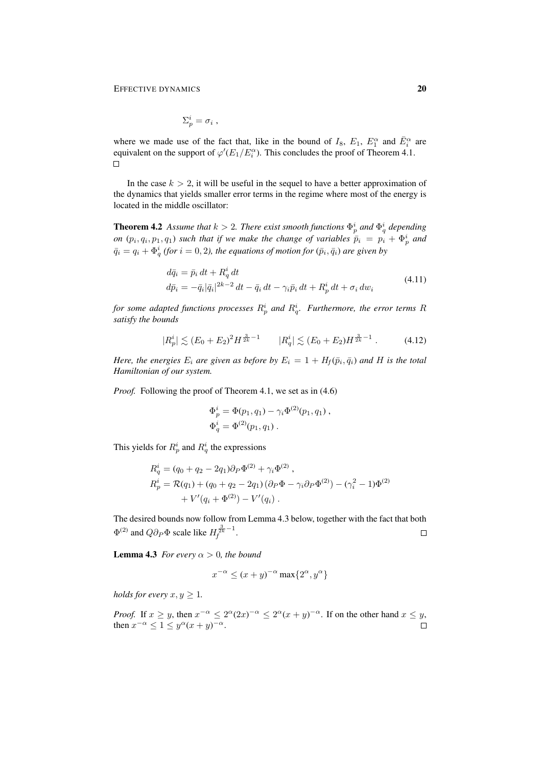$$\Sigma_p^i = \sigma_i \;,$$

where we made use of the fact that, like in the bound of $I_8$, $E_1$, $E_1^\alpha$ and $\bar{E}_i^\alpha$ are equivalent on the support of $\varphi'(E_1/E_i^\alpha)$. This concludes the proof of Theorem 4.1. □

In the case $k > 2$, it will be useful in the sequel to have a better approximation of the dynamics that yields smaller error terms in the regime where most of the energy is located in the middle oscillator:

**Theorem 4.2** *Assume that $k > 2$. There exist smooth functions $\Phi_p^i$ and $\Phi_q^i$ depending on $(p_i, q_i, p_1, q_1)$ such that if we make the change of variables $\bar{p}_i = p_i + \Phi_p^i$ and $\bar{q}_i = q_i + \Phi_q^i$ (for $i = 0, 2$), the equations of motion for $(\bar{p}_i, \bar{q}_i)$ are given by*

$$\begin{aligned} d\bar{q}_i &= \bar{p}_i\, dt + R_q^i\, dt \\ d\bar{p}_i &= -\bar{q}_i |\bar{q}_i|^{2k-2}\, dt - \bar{q}_i\, dt - \gamma_i \bar{p}_i\, dt + R_p^i\, dt + \sigma_i\, dw_i \end{aligned} \tag{4.11}$$

*for some adapted functions processes $R_p^i$ and $R_q^i$. Furthermore, the error terms $R$ satisfy the bounds*

$$|R_p^i| \lesssim (E_0 + E_2)^2 H^{\frac{3}{2k} - 1} \qquad |R_q^i| \lesssim (E_0 + E_2) H^{\frac{3}{2k} - 1} \;. \tag{4.12}$$

*Here, the energies $E_i$ are given as before by $E_i = 1 + H_f(\bar{p}_i, \bar{q}_i)$ and $H$ is the total Hamiltonian of our system.*

*Proof.* Following the proof of Theorem 4.1, we set as in (4.6)

$$\begin{aligned} \Phi_p^i &= \Phi(p_1, q_1) - \gamma_i \Phi^{(2)}(p_1, q_1) \;, \\ \Phi_q^i &= \Phi^{(2)}(p_1, q_1) \;. \end{aligned}$$

This yields for $R_p^i$ and $R_q^i$ the expressions

$$\begin{aligned} R_q^i &= (q_0 + q_2 - 2q_1)\partial_P \Phi^{(2)} + \gamma_i \Phi^{(2)} \;, \\ R_p^i &= \mathcal{R}(q_1) + (q_0 + q_2 - 2q_1)\left(\partial_P \Phi - \gamma_i \partial_P \Phi^{(2)}\right) - (\gamma_i^2 - 1)\Phi^{(2)} \\ &\quad + V'(q_i + \Phi^{(2)}) - V'(q_i) \;. \end{aligned}$$

The desired bounds now follow from Lemma 4.3 below, together with the fact that both $\Phi^{(2)}$ and $Q\partial_P \Phi$ scale like $H_f^{\frac{3}{2k} - 1}$. □

**Lemma 4.3** *For every $\alpha > 0$, the bound*

$$x^{-\alpha} \le (x + y)^{-\alpha} \max\{2^\alpha, y^\alpha\}$$

*holds for every $x, y \ge 1$.*

*Proof.* If $x \ge y$, then $x^{-\alpha} \le 2^\alpha (2x)^{-\alpha} \le 2^\alpha (x + y)^{-\alpha}$. If on the other hand $x \le y$, then $x^{-\alpha} \le 1 \le y^\alpha (x + y)^{-\alpha}$. □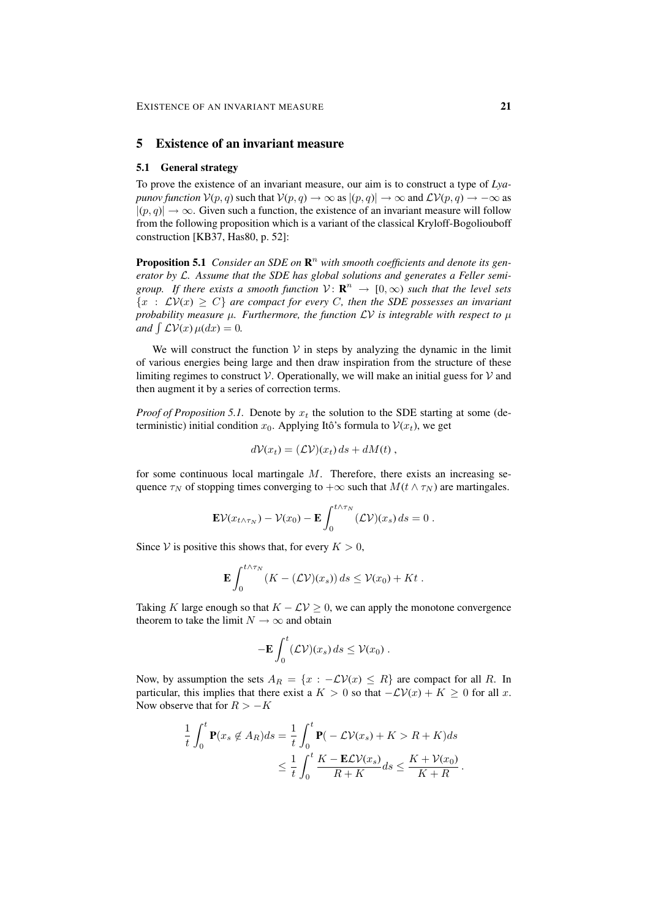## 5 Existence of an invariant measure

### 5.1 General strategy

To prove the existence of an invariant measure, our aim is to construct a type of *Lyapunov function* $\mathcal{V}(p,q)$ such that $\mathcal{V}(p,q) \to \infty$ as $|(p,q)| \to \infty$ and $\mathcal{L}\mathcal{V}(p,q) \to -\infty$ as $|(p,q)| \to \infty$. Given such a function, the existence of an invariant measure will follow from the following proposition which is a variant of the classical Kryloff-Bogoliouboff construction [KB37, Has80, p. 52]:

**Proposition 5.1** *Consider an SDE on $\mathbf{R}^n$ with smooth coefficients and denote its generator by $\mathcal{L}$. Assume that the SDE has global solutions and generates a Feller semigroup. If there exists a smooth function $\mathcal{V}\colon \mathbf{R}^n \to [0,\infty)$ such that the level sets $\{x : \mathcal{L}\mathcal{V}(x) \geq C\}$ are compact for every $C$, then the SDE possesses an invariant probability measure $\mu$. Furthermore, the function $\mathcal{L}\mathcal{V}$ is integrable with respect to $\mu$ and $\int \mathcal{L}\mathcal{V}(x)\,\mu(dx) = 0$.*

We will construct the function $\mathcal{V}$ in steps by analyzing the dynamic in the limit of various energies being large and then draw inspiration from the structure of these limiting regimes to construct $\mathcal{V}$. Operationally, we will make an initial guess for $\mathcal{V}$ and then augment it by a series of correction terms.

*Proof of Proposition 5.1.* Denote by $x_t$ the solution to the SDE starting at some (deterministic) initial condition $x_0$. Applying Itô's formula to $\mathcal{V}(x_t)$, we get

$$d\mathcal{V}(x_t) = (\mathcal{L}\mathcal{V})(x_t)\,ds + dM(t)\,,$$

for some continuous local martingale $M$. Therefore, there exists an increasing sequence $\tau_N$ of stopping times converging to $+\infty$ such that $M(t \wedge \tau_N)$ are martingales.

$$\mathbf{E}\mathcal{V}(x_{t\wedge\tau_N}) - \mathcal{V}(x_0) - \mathbf{E}\int_0^{t\wedge\tau_N} (\mathcal{L}\mathcal{V})(x_s)\,ds = 0\,.$$

Since $\mathcal{V}$ is positive this shows that, for every $K > 0$,

$$\mathbf{E}\int_0^{t\wedge\tau_N} \big(K - (\mathcal{L}\mathcal{V})(x_s)\big)\,ds \leq \mathcal{V}(x_0) + Kt\,.$$

Taking $K$ large enough so that $K - \mathcal{L}\mathcal{V} \geq 0$, we can apply the monotone convergence theorem to take the limit $N \to \infty$ and obtain

$$-\mathbf{E}\int_0^t (\mathcal{L}\mathcal{V})(x_s)\,ds \leq \mathcal{V}(x_0)\,.$$

Now, by assumption the sets $A_R = \{x : -\mathcal{L}\mathcal{V}(x) \leq R\}$ are compact for all $R$. In particular, this implies that there exist a $K > 0$ so that $-\mathcal{L}\mathcal{V}(x) + K \geq 0$ for all $x$. Now observe that for $R > -K$

$$\begin{aligned}\frac{1}{t}\int_0^t \mathbf{P}(x_s \notin A_R)ds &= \frac{1}{t}\int_0^t \mathbf{P}(-\mathcal{L}\mathcal{V}(x_s) + K > R + K)ds \\ &\leq \frac{1}{t}\int_0^t \frac{K - \mathbf{E}\mathcal{L}\mathcal{V}(x_s)}{R+K}ds \leq \frac{K + \mathcal{V}(x_0)}{K+R}\,.\end{aligned}$$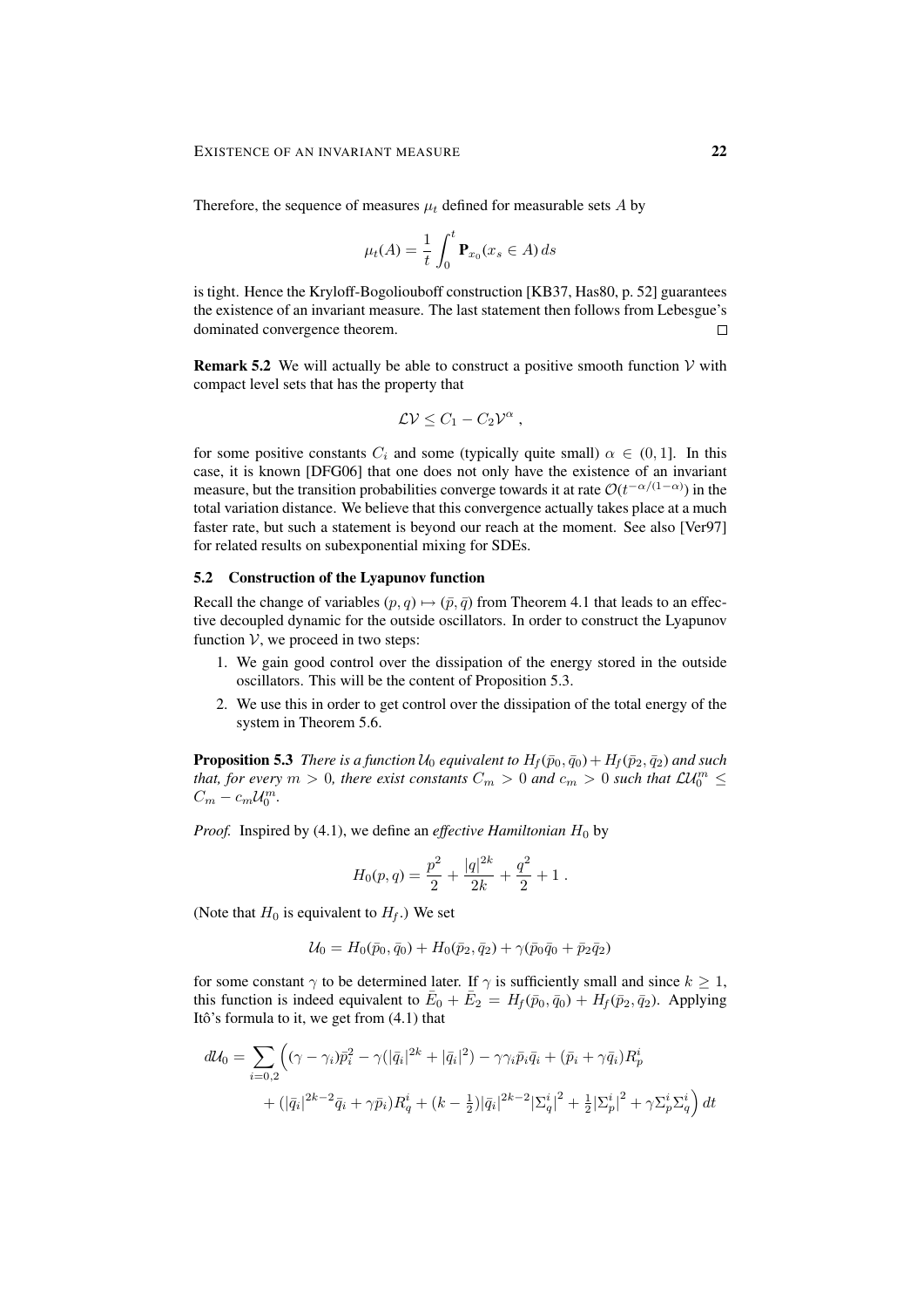Therefore, the sequence of measures $\mu_t$ defined for measurable sets $A$ by

$$\mu_t(A) = \frac{1}{t}\int_0^t \mathbf{P}_{x_0}(x_s \in A)\, ds$$

is tight. Hence the Kryloff-Bogoliouboff construction [KB37, Has80, p. 52] guarantees the existence of an invariant measure. The last statement then follows from Lebesgue's dominated convergence theorem. □

**Remark 5.2** We will actually be able to construct a positive smooth function $\mathcal{V}$ with compact level sets that has the property that

$$\mathcal{L}\mathcal{V} \le C_1 - C_2 \mathcal{V}^\alpha ,$$

for some positive constants $C_i$ and some (typically quite small) $\alpha \in (0, 1]$. In this case, it is known [DFG06] that one does not only have the existence of an invariant measure, but the transition probabilities converge towards it at rate $\mathcal{O}(t^{-\alpha/(1-\alpha)})$ in the total variation distance. We believe that this convergence actually takes place at a much faster rate, but such a statement is beyond our reach at the moment. See also [Ver97] for related results on subexponential mixing for SDEs.

### 5.2 Construction of the Lyapunov function

Recall the change of variables $(p, q) \mapsto (\bar p, \bar q)$ from Theorem 4.1 that leads to an effective decoupled dynamic for the outside oscillators. In order to construct the Lyapunov function $\mathcal{V}$, we proceed in two steps:

1. We gain good control over the dissipation of the energy stored in the outside oscillators. This will be the content of Proposition 5.3.
2. We use this in order to get control over the dissipation of the total energy of the system in Theorem 5.6.

**Proposition 5.3** *There is a function $\mathcal{U}_0$ equivalent to $H_f(\bar p_0, \bar q_0) + H_f(\bar p_2, \bar q_2)$ and such that, for every $m > 0$, there exist constants $C_m > 0$ and $c_m > 0$ such that $\mathcal{L}\mathcal{U}_0^m \le C_m - c_m \mathcal{U}_0^m$.*

*Proof.* Inspired by (4.1), we define an *effective Hamiltonian* $H_0$ by

$$H_0(p, q) = \frac{p^2}{2} + \frac{|q|^{2k}}{2k} + \frac{q^2}{2} + 1 .$$

(Note that $H_0$ is equivalent to $H_f$.) We set

$$\mathcal{U}_0 = H_0(\bar p_0, \bar q_0) + H_0(\bar p_2, \bar q_2) + \gamma(\bar p_0 \bar q_0 + \bar p_2 \bar q_2)$$

for some constant $\gamma$ to be determined later. If $\gamma$ is sufficiently small and since $k \ge 1$, this function is indeed equivalent to $\bar E_0 + \bar E_2 = H_f(\bar p_0, \bar q_0) + H_f(\bar p_2, \bar q_2)$. Applying Itô's formula to it, we get from (4.1) that

$$\begin{aligned} d\mathcal{U}_0 = \sum_{i=0,2} \Big( &(\gamma - \gamma_i)\bar p_i^2 - \gamma(|\bar q_i|^{2k} + |\bar q_i|^2) - \gamma\gamma_i \bar p_i \bar q_i + (\bar p_i + \gamma \bar q_i) R_p^i \\ &+ (|\bar q_i|^{2k-2}\bar q_i + \gamma \bar p_i) R_q^i + (k - \tfrac{1}{2})|\bar q_i|^{2k-2}|\Sigma_q^i|^2 + \tfrac{1}{2}|\Sigma_p^i|^2 + \gamma \Sigma_p^i \Sigma_q^i \Big)\, dt \end{aligned}$$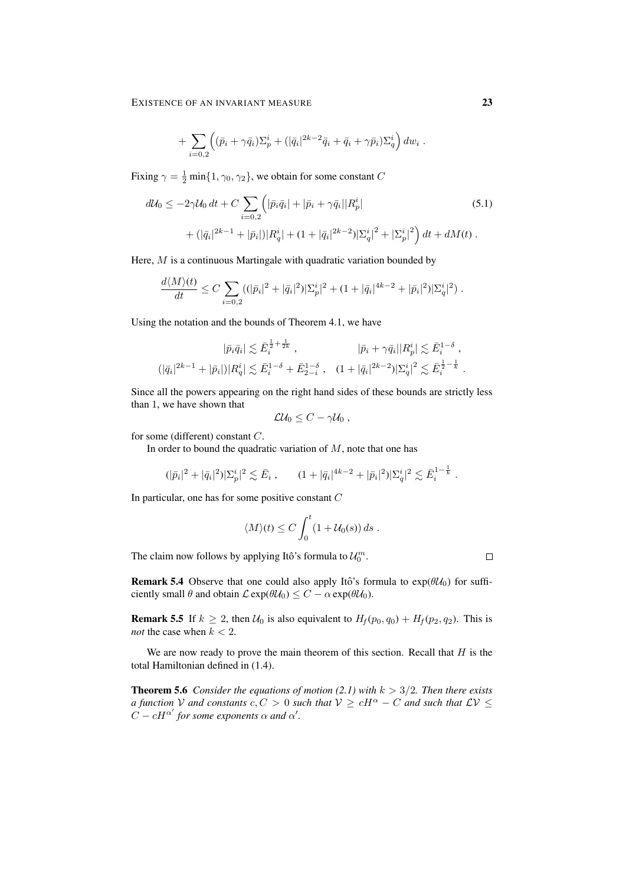$$
+ \sum_{i=0,2} \Big( (\bar p_i + \gamma \bar q_i)\Sigma_p^i + (|\bar q_i|^{2k-2}\bar q_i + \bar q_i + \gamma \bar p_i)\Sigma_q^i \Big)\, dw_i \;.
$$

Fixing $\gamma = \frac{1}{2}\min\{1, \gamma_0, \gamma_2\}$, we obtain for some constant $C$

$$
\begin{aligned}
d\mathcal{U}_0 \le -2\gamma \mathcal{U}_0 \, dt + C \sum_{i=0,2} \Big( &|\bar p_i \bar q_i| + |\bar p_i + \gamma \bar q_i||R_p^i| \\
&+ (|\bar q_i|^{2k-1} + |\bar p_i|)|R_q^i| + (1 + |\bar q_i|^{2k-2})|\Sigma_q^i|^2 + |\Sigma_p^i|^2 \Big)\, dt + dM(t) \;.
\end{aligned}
\tag{5.1}
$$

Here, $M$ is a continuous Martingale with quadratic variation bounded by

$$
\frac{d\langle M\rangle(t)}{dt} \le C \sum_{i=0,2} \big( (|\bar p_i|^2 + |\bar q_i|^2)|\Sigma_p^i|^2 + (1 + |\bar q_i|^{4k-2} + |\bar p_i|^2)|\Sigma_q^i|^2 \big) \;.
$$

Using the notation and the bounds of Theorem 4.1, we have

$$
\begin{aligned}
|\bar p_i \bar q_i| &\lesssim \bar E_i^{\frac{1}{2}+\frac{1}{2k}} \;, & |\bar p_i + \gamma \bar q_i||R_p^i| &\lesssim \bar E_i^{1-\delta} \;, \\
(|\bar q_i|^{2k-1} + |\bar p_i|)|R_q^i| &\lesssim \bar E_i^{1-\delta} + \bar E_{2-i}^{1-\delta} \;, & (1 + |\bar q_i|^{2k-2})|\Sigma_q^i|^2 &\lesssim \bar E_i^{\frac{1}{2}-\frac{1}{k}} \;.
\end{aligned}
$$

Since all the powers appearing on the right hand sides of these bounds are strictly less than 1, we have shown that

$$
\mathcal{L}\mathcal{U}_0 \le C - \gamma \mathcal{U}_0 \;,
$$

for some (different) constant $C$.

In order to bound the quadratic variation of $M$, note that one has

$$
(|\bar p_i|^2 + |\bar q_i|^2)|\Sigma_p^i|^2 \lesssim \bar E_i \;, \qquad (1 + |\bar q_i|^{4k-2} + |\bar p_i|^2)|\Sigma_q^i|^2 \lesssim \bar E_i^{1-\frac{1}{k}} \;.
$$

In particular, one has for some positive constant $C$

$$
\langle M\rangle(t) \le C \int_0^t (1 + \mathcal{U}_0(s))\, ds \;.
$$

The claim now follows by applying Itô's formula to $\mathcal{U}_0^m$. ∎

**Remark 5.4** Observe that one could also apply Itô's formula to $\exp(\theta\mathcal{U}_0)$ for sufficiently small $\theta$ and obtain $\mathcal{L}\exp(\theta\mathcal{U}_0) \le C - \alpha \exp(\theta\mathcal{U}_0)$.

**Remark 5.5** If $k \ge 2$, then $\mathcal{U}_0$ is also equivalent to $H_f(p_0, q_0) + H_f(p_2, q_2)$. This is *not* the case when $k < 2$.

We are now ready to prove the main theorem of this section. Recall that $H$ is the total Hamiltonian defined in (1.4).

**Theorem 5.6** *Consider the equations of motion (2.1) with $k > 3/2$. Then there exists a function $\mathcal{V}$ and constants $c, C > 0$ such that $\mathcal{V} \ge cH^\alpha - C$ and such that $\mathcal{L}\mathcal{V} \le C - cH^{\alpha'}$ for some exponents $\alpha$ and $\alpha'$.*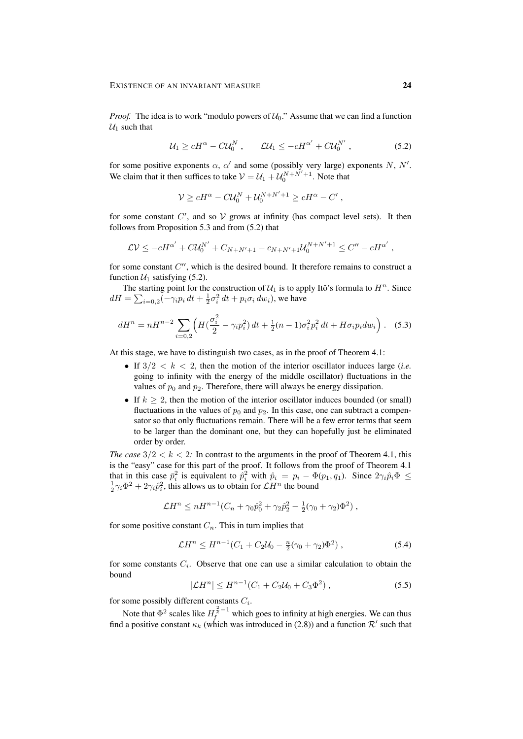*Proof.* The idea is to work "modulo powers of $\mathcal{U}_0$." Assume that we can find a function $\mathcal{U}_1$ such that

$$\mathcal{U}_1 \geq cH^\alpha - C\mathcal{U}_0^N \;, \qquad \mathcal{L}\mathcal{U}_1 \leq -cH^{\alpha'} + C\mathcal{U}_0^{N'} \;, \tag{5.2}$$

for some positive exponents $\alpha$, $\alpha'$ and some (possibly very large) exponents $N$, $N'$. We claim that it then suffices to take $\mathcal{V} = \mathcal{U}_1 + \mathcal{U}_0^{N+N'+1}$. Note that

$$\mathcal{V} \geq cH^\alpha - C\mathcal{U}_0^N + \mathcal{U}_0^{N+N'+1} \geq cH^\alpha - C' \;,$$

for some constant $C'$, and so $\mathcal{V}$ grows at infinity (has compact level sets). It then follows from Proposition 5.3 and from (5.2) that

$$\mathcal{L}\mathcal{V} \leq -cH^{\alpha'} + C\mathcal{U}_0^{N'} + C_{N+N'+1} - c_{N+N'+1}\mathcal{U}_0^{N+N'+1} \leq C'' - cH^{\alpha'} \;,$$

for some constant $C''$, which is the desired bound. It therefore remains to construct a function $\mathcal{U}_1$ satisfying (5.2).

The starting point for the construction of $\mathcal{U}_1$ is to apply Itô's formula to $H^n$. Since $dH = \sum_{i=0,2}(-\gamma_i p_i\,dt + \frac{1}{2}\sigma_i^2\,dt + p_i\sigma_i\,dw_i)$, we have

$$dH^n = nH^{n-2}\sum_{i=0,2}\Big(H(\frac{\sigma_i^2}{2} - \gamma_i p_i^2)\,dt + \tfrac{1}{2}(n-1)\sigma_i^2 p_i^2\,dt + H\sigma_i p_i dw_i\Big) \;. \tag{5.3}$$

At this stage, we have to distinguish two cases, as in the proof of Theorem 4.1:

- If $3/2 < k < 2$, then the motion of the interior oscillator induces large (*i.e.* going to infinity with the energy of the middle oscillator) fluctuations in the values of $p_0$ and $p_2$. Therefore, there will always be energy dissipation.
- If $k \geq 2$, then the motion of the interior oscillator induces bounded (or small) fluctuations in the values of $p_0$ and $p_2$. In this case, one can subtract a compensator so that only fluctuations remain. There will be a few error terms that seem to be larger than the dominant one, but they can hopefully just be eliminated order by order.

*The case $3/2 < k < 2$:* In contrast to the arguments in the proof of Theorem 4.1, this is the "easy" case for this part of the proof. It follows from the proof of Theorem 4.1 that in this case $\bar{p}_i^2$ is equivalent to $\hat{p}_i^2$ with $\hat{p}_i = p_i - \Phi(p_1, q_1)$. Since $2\gamma_i\hat{p}_i\Phi \leq \frac{1}{2}\gamma_i\Phi^2 + 2\gamma_i\hat{p}_i^2$, this allows us to obtain for $\mathcal{L}H^n$ the bound

$$\mathcal{L}H^n \leq nH^{n-1}(C_n + \gamma_0\hat{p}_0^2 + \gamma_2\hat{p}_2^2 - \tfrac{1}{2}(\gamma_0 + \gamma_2)\Phi^2) \;,$$

for some positive constant $C_n$. This in turn implies that

$$\mathcal{L}H^n \leq H^{n-1}(C_1 + C_2\mathcal{U}_0 - \tfrac{n}{2}(\gamma_0 + \gamma_2)\Phi^2) \;, \tag{5.4}$$

for some constants $C_i$. Observe that one can use a similar calculation to obtain the bound

$$|\mathcal{L}H^n| \leq H^{n-1}(C_1 + C_2\mathcal{U}_0 + C_3\Phi^2) \;, \tag{5.5}$$

for some possibly different constants $C_i$.

Note that $\Phi^2$ scales like $H_f^{\frac{2}{k}-1}$ which goes to infinity at high energies. We can thus find a positive constant $\kappa_k$ (which was introduced in (2.8)) and a function $\mathcal{R}'$ such that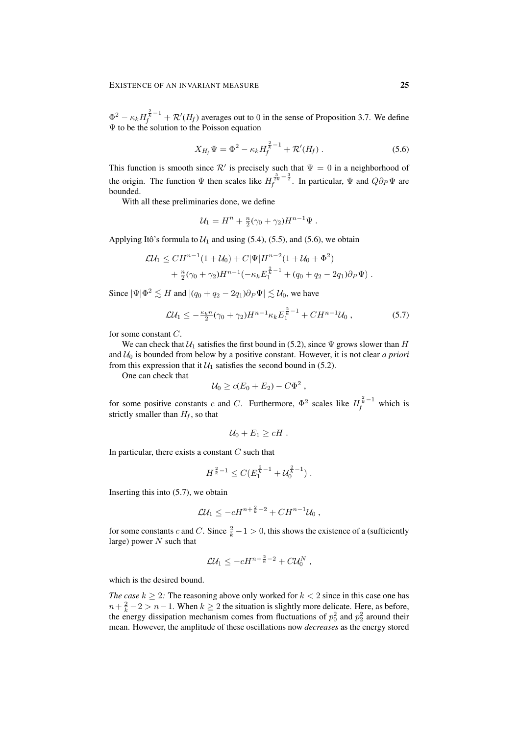$\Phi^2 - \kappa_k H_f^{\frac{2}{k}-1} + \mathcal{R}'(H_f)$ averages out to 0 in the sense of Proposition 3.7. We define $\Psi$ to be the solution to the Poisson equation

$$X_{H_f}\Psi = \Phi^2 - \kappa_k H_f^{\frac{2}{k}-1} + \mathcal{R}'(H_f)\;. \tag{5.6}$$

This function is smooth since $\mathcal{R}'$ is precisely such that $\Psi = 0$ in a neighborhood of the origin. The function $\Psi$ then scales like $H_f^{\frac{5}{2k}-\frac{3}{2}}$. In particular, $\Psi$ and $Q\partial_P\Psi$ are bounded.

With all these preliminaries done, we define

$$\mathcal{U}_1 = H^n + \tfrac{n}{2}(\gamma_0+\gamma_2)H^{n-1}\Psi\;.$$

Applying Itô's formula to $\mathcal{U}_1$ and using (5.4), (5.5), and (5.6), we obtain

$$\begin{aligned}\mathcal{L}\mathcal{U}_1 &\le CH^{n-1}(1+\mathcal{U}_0) + C|\Psi|H^{n-2}(1+\mathcal{U}_0+\Phi^2)\\ &\quad + \tfrac{n}{2}(\gamma_0+\gamma_2)H^{n-1}(-\kappa_k E_1^{\frac{2}{k}-1} + (q_0+q_2-2q_1)\partial_P\Psi)\;.\end{aligned}$$

Since $|\Psi|\Phi^2 \lesssim H$ and $|(q_0+q_2-2q_1)\partial_P\Psi| \lesssim \mathcal{U}_0$, we have

$$\mathcal{L}\mathcal{U}_1 \le -\tfrac{\kappa_k n}{2}(\gamma_0+\gamma_2)H^{n-1}\kappa_k E_1^{\frac{2}{k}-1} + CH^{n-1}\mathcal{U}_0\;, \tag{5.7}$$

for some constant $C$.

We can check that $\mathcal{U}_1$ satisfies the first bound in (5.2), since $\Psi$ grows slower than $H$ and $\mathcal{U}_0$ is bounded from below by a positive constant. However, it is not clear *a priori* from this expression that it $\mathcal{U}_1$ satisfies the second bound in (5.2).

One can check that

$$\mathcal{U}_0 \ge c(E_0+E_2) - C\Phi^2\;,$$

for some positive constants $c$ and $C$. Furthermore, $\Phi^2$ scales like $H_f^{\frac{2}{k}-1}$ which is strictly smaller than $H_f$, so that

$$\mathcal{U}_0 + E_1 \ge cH\;.$$

In particular, there exists a constant $C$ such that

$$H^{\frac{2}{k}-1} \le C(E_1^{\frac{2}{k}-1} + \mathcal{U}_0^{\frac{2}{k}-1})\;.$$

Inserting this into (5.7), we obtain

$$\mathcal{L}\mathcal{U}_1 \le -cH^{n+\frac{2}{k}-2} + CH^{n-1}\mathcal{U}_0\;,$$

for some constants $c$ and $C$. Since $\frac{2}{k}-1>0$, this shows the existence of a (sufficiently large) power $N$ such that

$$\mathcal{L}\mathcal{U}_1 \le -cH^{n+\frac{2}{k}-2} + C\mathcal{U}_0^N\;,$$

which is the desired bound.

*The case $k \ge 2$:* The reasoning above only worked for $k<2$ since in this case one has $n+\frac{2}{k}-2 > n-1$. When $k\ge 2$ the situation is slightly more delicate. Here, as before, the energy dissipation mechanism comes from fluctuations of $p_0^2$ and $p_2^2$ around their mean. However, the amplitude of these oscillations now *decreases* as the energy stored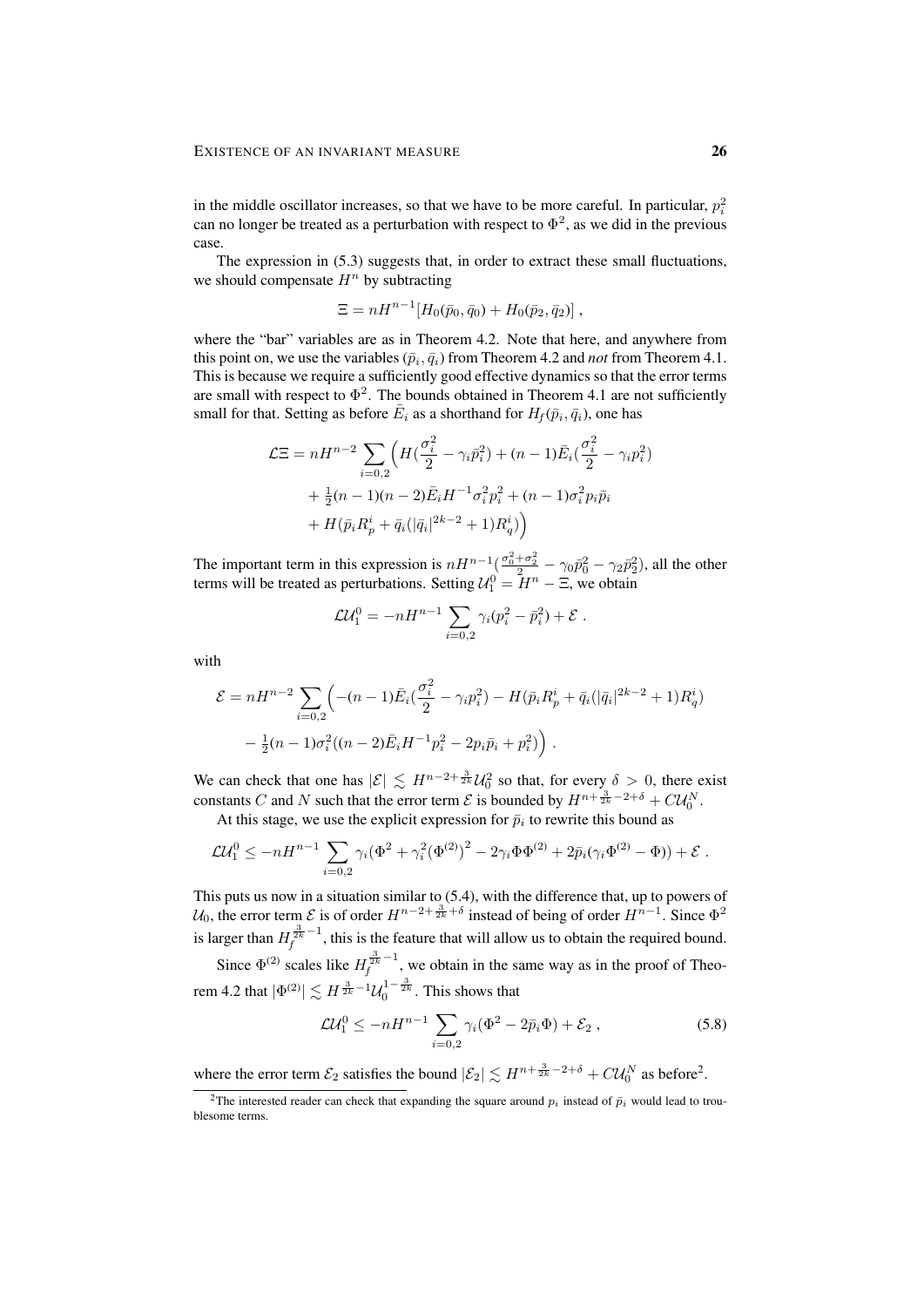in the middle oscillator increases, so that we have to be more careful. In particular, $p_i^2$ can no longer be treated as a perturbation with respect to $\Phi^2$, as we did in the previous case.

The expression in (5.3) suggests that, in order to extract these small fluctuations, we should compensate $H^n$ by subtracting

$$\Xi = nH^{n-1}[H_0(\bar p_0, \bar q_0) + H_0(\bar p_2, \bar q_2)] ,$$

where the "bar" variables are as in Theorem 4.2. Note that here, and anywhere from this point on, we use the variables $(\bar p_i, \bar q_i)$ from Theorem 4.2 and *not* from Theorem 4.1. This is because we require a sufficiently good effective dynamics so that the error terms are small with respect to $\Phi^2$. The bounds obtained in Theorem 4.1 are not sufficiently small for that. Setting as before $\bar E_i$ as a shorthand for $H_f(\bar p_i, \bar q_i)$, one has

$$\begin{aligned}
\mathcal{L}\Xi = nH^{n-2} \sum_{i=0,2} \Big( & H(\frac{\sigma_i^2}{2} - \gamma_i \bar p_i^2) + (n-1)\bar E_i(\frac{\sigma_i^2}{2} - \gamma_i p_i^2) \\
& + \tfrac{1}{2}(n-1)(n-2)\bar E_i H^{-1}\sigma_i^2 p_i^2 + (n-1)\sigma_i^2 p_i \bar p_i \\
& + H(\bar p_i R_p^i + \bar q_i(|\bar q_i|^{2k-2}+1)R_q^i)\Big)
\end{aligned}$$

The important term in this expression is $nH^{n-1}(\frac{\sigma_0^2+\sigma_2^2}{2} - \gamma_0\bar p_0^2 - \gamma_2\bar p_2^2)$, all the other terms will be treated as perturbations. Setting $\mathcal{U}_1^0 = H^n - \Xi$, we obtain

$$\mathcal{L}\mathcal{U}_1^0 = -nH^{n-1}\sum_{i=0,2}\gamma_i(p_i^2 - \bar p_i^2) + \mathcal{E} .$$

with

$$\begin{aligned}
\mathcal{E} = nH^{n-2}\sum_{i=0,2}\Big( & -(n-1)\bar E_i(\frac{\sigma_i^2}{2} - \gamma_i p_i^2) - H(\bar p_i R_p^i + \bar q_i(|\bar q_i|^{2k-2}+1)R_q^i) \\
& - \tfrac{1}{2}(n-1)\sigma_i^2((n-2)\bar E_i H^{-1} p_i^2 - 2p_i\bar p_i + p_i^2)\Big) .
\end{aligned}$$

We can check that one has $|\mathcal{E}| \lesssim H^{n-2+\frac{3}{2k}}\mathcal{U}_0^2$ so that, for every $\delta > 0$, there exist constants $C$ and $N$ such that the error term $\mathcal{E}$ is bounded by $H^{n+\frac{3}{2k}-2+\delta} + C\mathcal{U}_0^N$.

At this stage, we use the explicit expression for $\bar p_i$ to rewrite this bound as

$$\mathcal{L}\mathcal{U}_1^0 \le -nH^{n-1}\sum_{i=0,2}\gamma_i(\Phi^2 + \gamma_i^2(\Phi^{(2)})^2 - 2\gamma_i\Phi\Phi^{(2)} + 2\bar p_i(\gamma_i\Phi^{(2)} - \Phi)) + \mathcal{E} .$$

This puts us now in a situation similar to (5.4), with the difference that, up to powers of $\mathcal{U}_0$, the error term $\mathcal{E}$ is of order $H^{n-2+\frac{3}{2k}+\delta}$ instead of being of order $H^{n-1}$. Since $\Phi^2$ is larger than $H_f^{\frac{3}{2k}-1}$, this is the feature that will allow us to obtain the required bound.

Since $\Phi^{(2)}$ scales like $H_f^{\frac{3}{2k}-1}$, we obtain in the same way as in the proof of Theorem 4.2 that $|\Phi^{(2)}| \lesssim H^{\frac{3}{2k}-1}\mathcal{U}_0^{1-\frac{3}{2k}}$. This shows that

$$\mathcal{L}\mathcal{U}_1^0 \le -nH^{n-1}\sum_{i=0,2}\gamma_i(\Phi^2 - 2\bar p_i\Phi) + \mathcal{E}_2 , \tag{5.8}$$

where the error term $\mathcal{E}_2$ satisfies the bound $|\mathcal{E}_2| \lesssim H^{n+\frac{3}{2k}-2+\delta} + C\mathcal{U}_0^N$ as before[2].

[2] The interested reader can check that expanding the square around $p_i$ instead of $\bar p_i$ would lead to troublesome terms.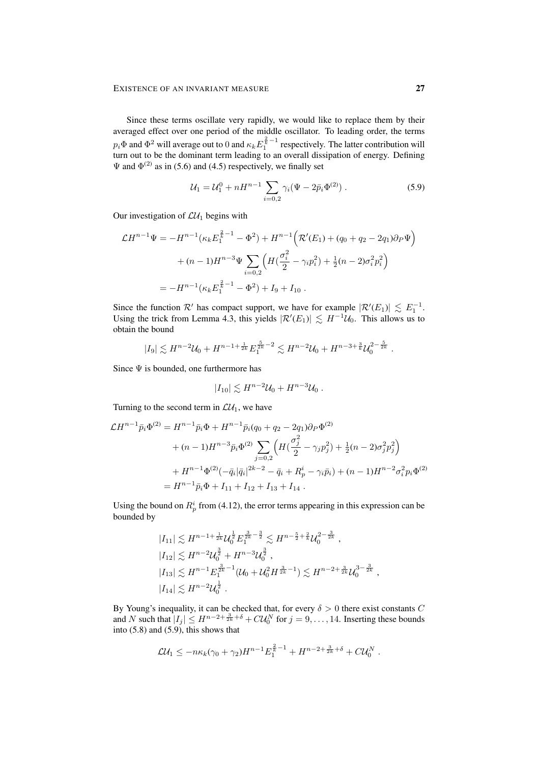Since these terms oscillate very rapidly, we would like to replace them by their averaged effect over one period of the middle oscillator. To leading order, the terms $p_i\Phi$ and $\Phi^2$ will average out to $0$ and $\kappa_k E_1^{\frac{2}{k}-1}$ respectively. The latter contribution will turn out to be the dominant term leading to an overall dissipation of energy. Defining $\Psi$ and $\Phi^{(2)}$ as in (5.6) and (4.5) respectively, we finally set

$$\mathcal{U}_1 = \mathcal{U}_1^0 + nH^{n-1}\sum_{i=0,2}\gamma_i(\Psi - 2\bar{p}_i\Phi^{(2)}) . \tag{5.9}$$

Our investigation of $\mathcal{L}\mathcal{U}_1$ begins with

$$\begin{aligned}
\mathcal{L}H^{n-1}\Psi &= -H^{n-1}(\kappa_k E_1^{\frac{2}{k}-1} - \Phi^2) + H^{n-1}\Big(\mathcal{R}'(E_1) + (q_0 + q_2 - 2q_1)\partial_P\Psi\Big) \\
&\quad + (n-1)H^{n-3}\Psi\sum_{i=0,2}\Big(H(\frac{\sigma_i^2}{2} - \gamma_i p_i^2) + \tfrac{1}{2}(n-2)\sigma_i^2 p_i^2\Big) \\
&= -H^{n-1}(\kappa_k E_1^{\frac{2}{k}-1} - \Phi^2) + I_9 + I_{10} .
\end{aligned}$$

Since the function $\mathcal{R}'$ has compact support, we have for example $|\mathcal{R}'(E_1)| \lesssim E_1^{-1}$. Using the trick from Lemma 4.3, this yields $|\mathcal{R}'(E_1)| \lesssim H^{-1}\mathcal{U}_0$. This allows us to obtain the bound

$$|I_9| \lesssim H^{n-2}\mathcal{U}_0 + H^{n-1+\frac{1}{2k}}E_1^{\frac{5}{2k}-2} \lesssim H^{n-2}\mathcal{U}_0 + H^{n-3+\frac{3}{k}}\mathcal{U}_0^{2-\frac{5}{2k}} .$$

Since $\Psi$ is bounded, one furthermore has

$$|I_{10}| \lesssim H^{n-2}\mathcal{U}_0 + H^{n-3}\mathcal{U}_0 .$$

Turning to the second term in $\mathcal{L}\mathcal{U}_1$, we have

$$\begin{aligned}
\mathcal{L}H^{n-1}\bar{p}_i\Phi^{(2)} &= H^{n-1}\bar{p}_i\Phi + H^{n-1}\bar{p}_i(q_0 + q_2 - 2q_1)\partial_P\Phi^{(2)} \\
&\quad + (n-1)H^{n-3}\bar{p}_i\Phi^{(2)}\sum_{j=0,2}\Big(H(\frac{\sigma_j^2}{2} - \gamma_j p_j^2) + \tfrac{1}{2}(n-2)\sigma_j^2 p_j^2\Big) \\
&\quad + H^{n-1}\Phi^{(2)}(-\bar{q}_i|\bar{q}_i|^{2k-2} - \bar{q}_i + R_p^i - \gamma_i\bar{p}_i) + (n-1)H^{n-2}\sigma_i^2 p_i\Phi^{(2)} \\
&= H^{n-1}\bar{p}_i\Phi + I_{11} + I_{12} + I_{13} + I_{14} .
\end{aligned}$$

Using the bound on $R_p^i$ from (4.12), the error terms appearing in this expression can be bounded by

$$\begin{aligned}
|I_{11}| &\lesssim H^{n-1+\frac{1}{2k}}\mathcal{U}_0^{\frac{1}{2}}E_1^{\frac{3}{2k}-\frac{3}{2}} \lesssim H^{n-\frac{5}{2}+\frac{2}{k}}\mathcal{U}_0^{2-\frac{3}{2k}} , \\
|I_{12}| &\lesssim H^{n-2}\mathcal{U}_0^{\frac{3}{2}} + H^{n-3}\mathcal{U}_0^{\frac{3}{2}} , \\
|I_{13}| &\lesssim H^{n-1}E_1^{\frac{3}{2k}-1}(\mathcal{U}_0 + \mathcal{U}_0^2 H^{\frac{3}{2k}-1}) \lesssim H^{n-2+\frac{3}{2k}}\mathcal{U}_0^{3-\frac{3}{2k}} , \\
|I_{14}| &\lesssim H^{n-2}\mathcal{U}_0^{\frac{1}{2}} .
\end{aligned}$$

By Young's inequality, it can be checked that, for every $\delta > 0$ there exist constants $C$ and $N$ such that $|I_j| \le H^{n-2+\frac{3}{2k}+\delta} + C\mathcal{U}_0^N$ for $j = 9,\ldots,14$. Inserting these bounds into (5.8) and (5.9), this shows that

$$\mathcal{L}\mathcal{U}_1 \le -n\kappa_k(\gamma_0 + \gamma_2)H^{n-1}E_1^{\frac{2}{k}-1} + H^{n-2+\frac{3}{2k}+\delta} + C\mathcal{U}_0^N .$$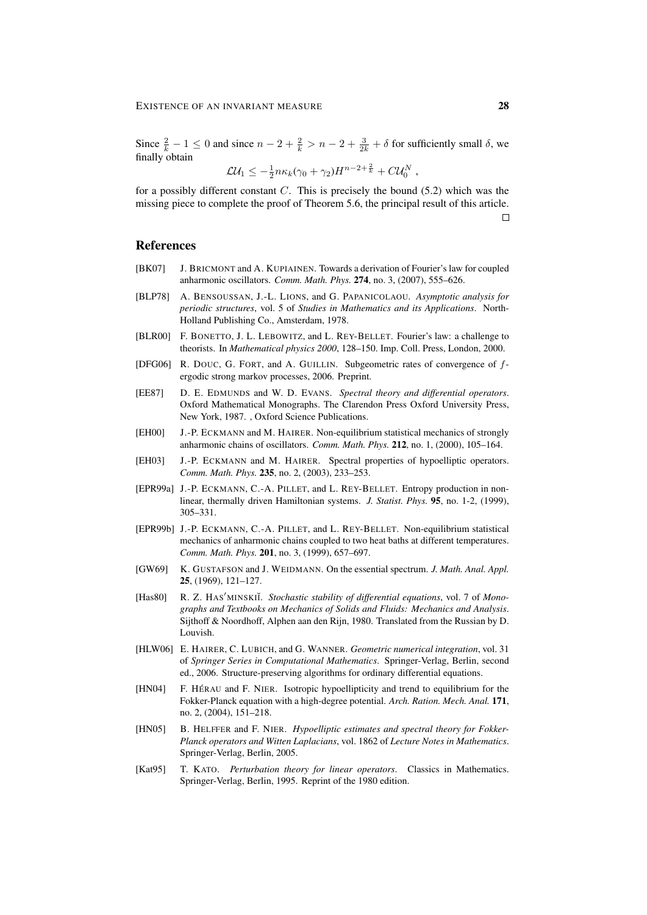Since $\frac{2}{k} - 1 \le 0$ and since $n - 2 + \frac{2}{k} > n - 2 + \frac{3}{2k} + \delta$ for sufficiently small $\delta$, we finally obtain

$$\mathcal{L}\mathcal{U}_1 \le -\tfrac{1}{2} n \kappa_k (\gamma_0 + \gamma_2) H^{n-2+\frac{2}{k}} + C \mathcal{U}_0^N \;,$$

for a possibly different constant $C$. This is precisely the bound (5.2) which was the missing piece to complete the proof of Theorem 5.6, the principal result of this article. □

## References

[BK07] J. BRICMONT and A. KUPIAINEN. Towards a derivation of Fourier's law for coupled anharmonic oscillators. *Comm. Math. Phys.* **274**, no. 3, (2007), 555–626.

[BLP78] A. BENSOUSSAN, J.-L. LIONS, and G. PAPANICOLAOU. *Asymptotic analysis for periodic structures*, vol. 5 of *Studies in Mathematics and its Applications*. North-Holland Publishing Co., Amsterdam, 1978.

[BLR00] F. BONETTO, J. L. LEBOWITZ, and L. REY-BELLET. Fourier's law: a challenge to theorists. In *Mathematical physics 2000*, 128–150. Imp. Coll. Press, London, 2000.

[DFG06] R. DOUC, G. FORT, and A. GUILLIN. Subgeometric rates of convergence of $f$-ergodic strong markov processes, 2006. Preprint.

[EE87] D. E. EDMUNDS and W. D. EVANS. *Spectral theory and differential operators*. Oxford Mathematical Monographs. The Clarendon Press Oxford University Press, New York, 1987. , Oxford Science Publications.

[EH00] J.-P. ECKMANN and M. HAIRER. Non-equilibrium statistical mechanics of strongly anharmonic chains of oscillators. *Comm. Math. Phys.* **212**, no. 1, (2000), 105–164.

[EH03] J.-P. ECKMANN and M. HAIRER. Spectral properties of hypoelliptic operators. *Comm. Math. Phys.* **235**, no. 2, (2003), 233–253.

[EPR99a] J.-P. ECKMANN, C.-A. PILLET, and L. REY-BELLET. Entropy production in non-linear, thermally driven Hamiltonian systems. *J. Statist. Phys.* **95**, no. 1-2, (1999), 305–331.

[EPR99b] J.-P. ECKMANN, C.-A. PILLET, and L. REY-BELLET. Non-equilibrium statistical mechanics of anharmonic chains coupled to two heat baths at different temperatures. *Comm. Math. Phys.* **201**, no. 3, (1999), 657–697.

[GW69] K. GUSTAFSON and J. WEIDMANN. On the essential spectrum. *J. Math. Anal. Appl.* **25**, (1969), 121–127.

[Has80] R. Z. HAS′MINSKIĬ. *Stochastic stability of differential equations*, vol. 7 of *Monographs and Textbooks on Mechanics of Solids and Fluids: Mechanics and Analysis*. Sijthoff & Noordhoff, Alphen aan den Rijn, 1980. Translated from the Russian by D. Louvish.

[HLW06] E. HAIRER, C. LUBICH, and G. WANNER. *Geometric numerical integration*, vol. 31 of *Springer Series in Computational Mathematics*. Springer-Verlag, Berlin, second ed., 2006. Structure-preserving algorithms for ordinary differential equations.

[HN04] F. HÉRAU and F. NIER. Isotropic hypoellipticity and trend to equilibrium for the Fokker-Planck equation with a high-degree potential. *Arch. Ration. Mech. Anal.* **171**, no. 2, (2004), 151–218.

[HN05] B. HELFFER and F. NIER. *Hypoelliptic estimates and spectral theory for Fokker-Planck operators and Witten Laplacians*, vol. 1862 of *Lecture Notes in Mathematics*. Springer-Verlag, Berlin, 2005.

[Kat95] T. KATO. *Perturbation theory for linear operators*. Classics in Mathematics. Springer-Verlag, Berlin, 1995. Reprint of the 1980 edition.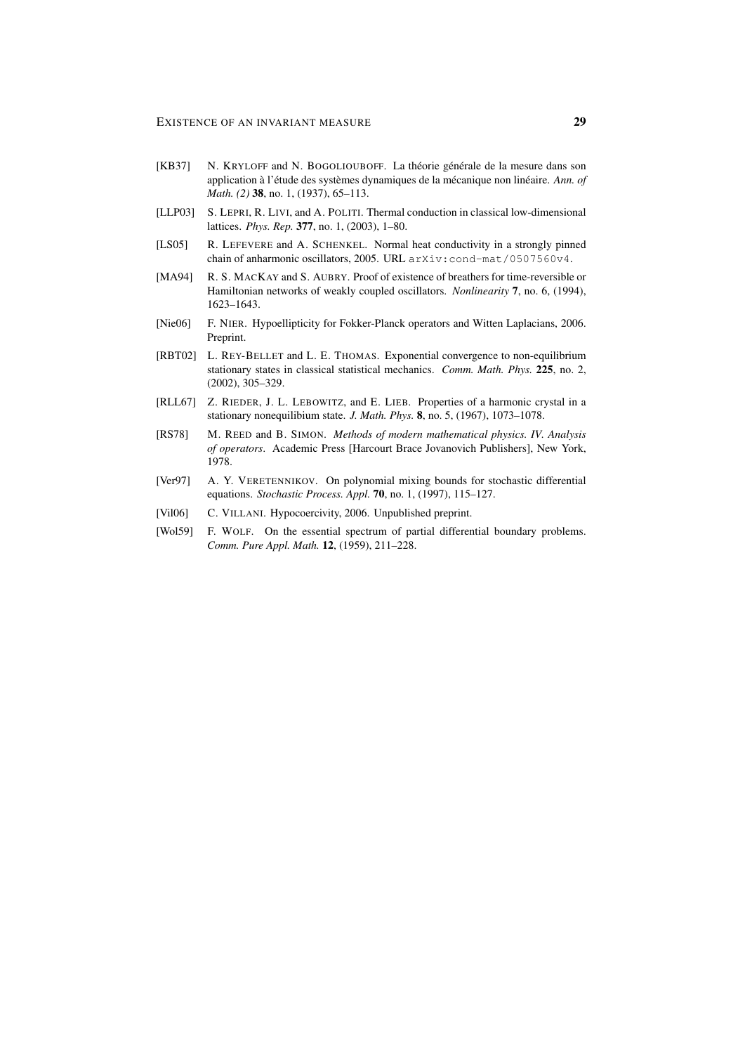[KB37] N. KRYLOFF and N. BOGOLIOUBOFF. La théorie générale de la mesure dans son application à l'étude des systèmes dynamiques de la mécanique non linéaire. *Ann. of Math. (2)* **38**, no. 1, (1937), 65–113.

[LLP03] S. LEPRI, R. LIVI, and A. POLITI. Thermal conduction in classical low-dimensional lattices. *Phys. Rep.* **377**, no. 1, (2003), 1–80.

[LS05] R. LEFEVERE and A. SCHENKEL. Normal heat conductivity in a strongly pinned chain of anharmonic oscillators, 2005. URL `arXiv:cond-mat/0507560v4`.

[MA94] R. S. MACKAY and S. AUBRY. Proof of existence of breathers for time-reversible or Hamiltonian networks of weakly coupled oscillators. *Nonlinearity* **7**, no. 6, (1994), 1623–1643.

[Nie06] F. NIER. Hypoellipticity for Fokker-Planck operators and Witten Laplacians, 2006. Preprint.

[RBT02] L. REY-BELLET and L. E. THOMAS. Exponential convergence to non-equilibrium stationary states in classical statistical mechanics. *Comm. Math. Phys.* **225**, no. 2, (2002), 305–329.

[RLL67] Z. RIEDER, J. L. LEBOWITZ, and E. LIEB. Properties of a harmonic crystal in a stationary nonequilibrium state. *J. Math. Phys.* **8**, no. 5, (1967), 1073–1078.

[RS78] M. REED and B. SIMON. *Methods of modern mathematical physics. IV. Analysis of operators*. Academic Press [Harcourt Brace Jovanovich Publishers], New York, 1978.

[Ver97] A. Y. VERETENNIKOV. On polynomial mixing bounds for stochastic differential equations. *Stochastic Process. Appl.* **70**, no. 1, (1997), 115–127.

[Vil06] C. VILLANI. Hypocoercivity, 2006. Unpublished preprint.

[Wol59] F. WOLF. On the essential spectrum of partial differential boundary problems. *Comm. Pure Appl. Math.* **12**, (1959), 211–228.